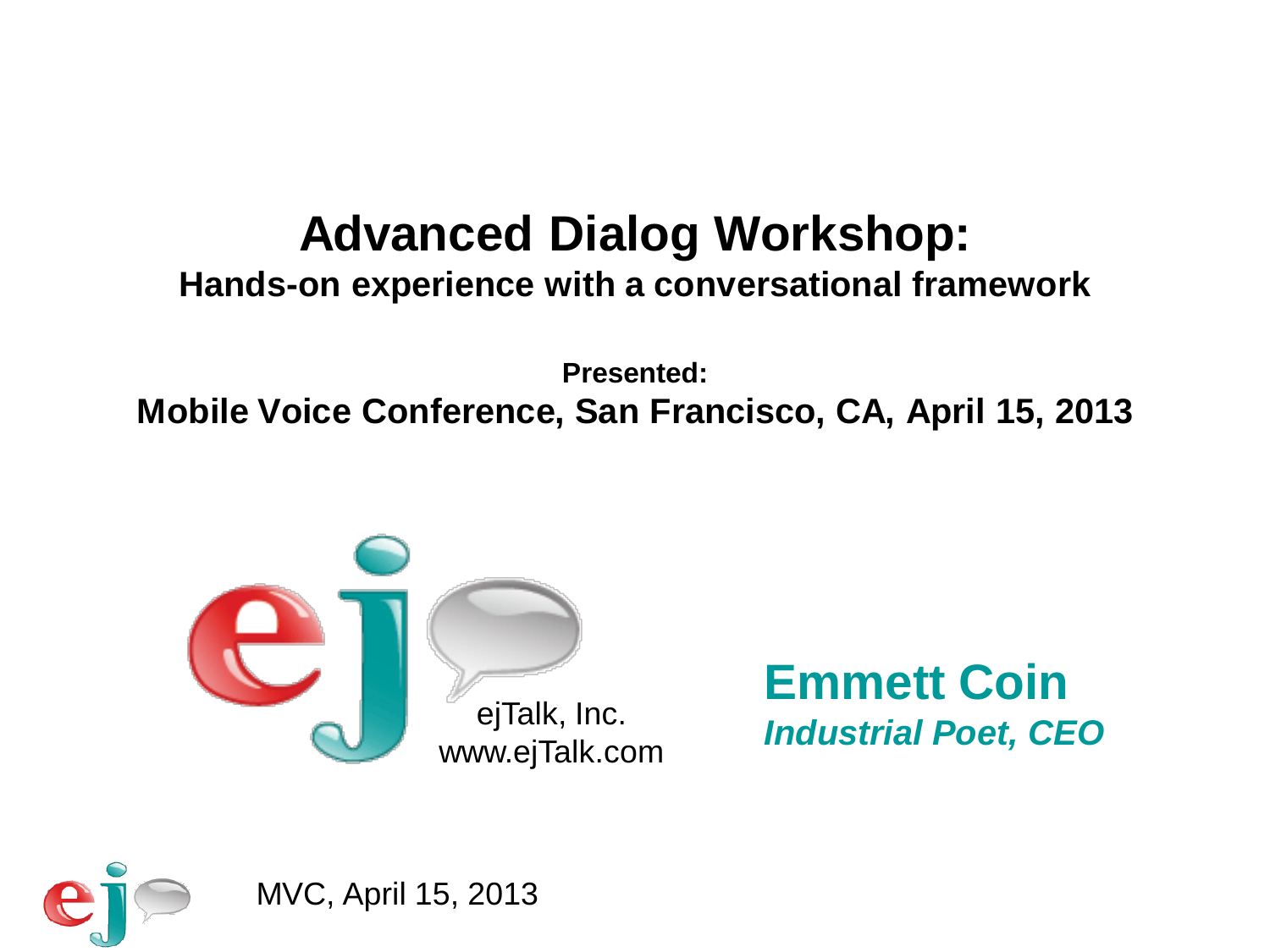# Advanced Dialog Workshop:

**Hands-on experience with a conversational framework**

**Presented:**

**Mobile Voice Conference, San Francisco, CA, April 15, 2013**

ejTalk, Inc.
www.ejTalk.com

**Emmett Coin**
***Industrial Poet, CEO***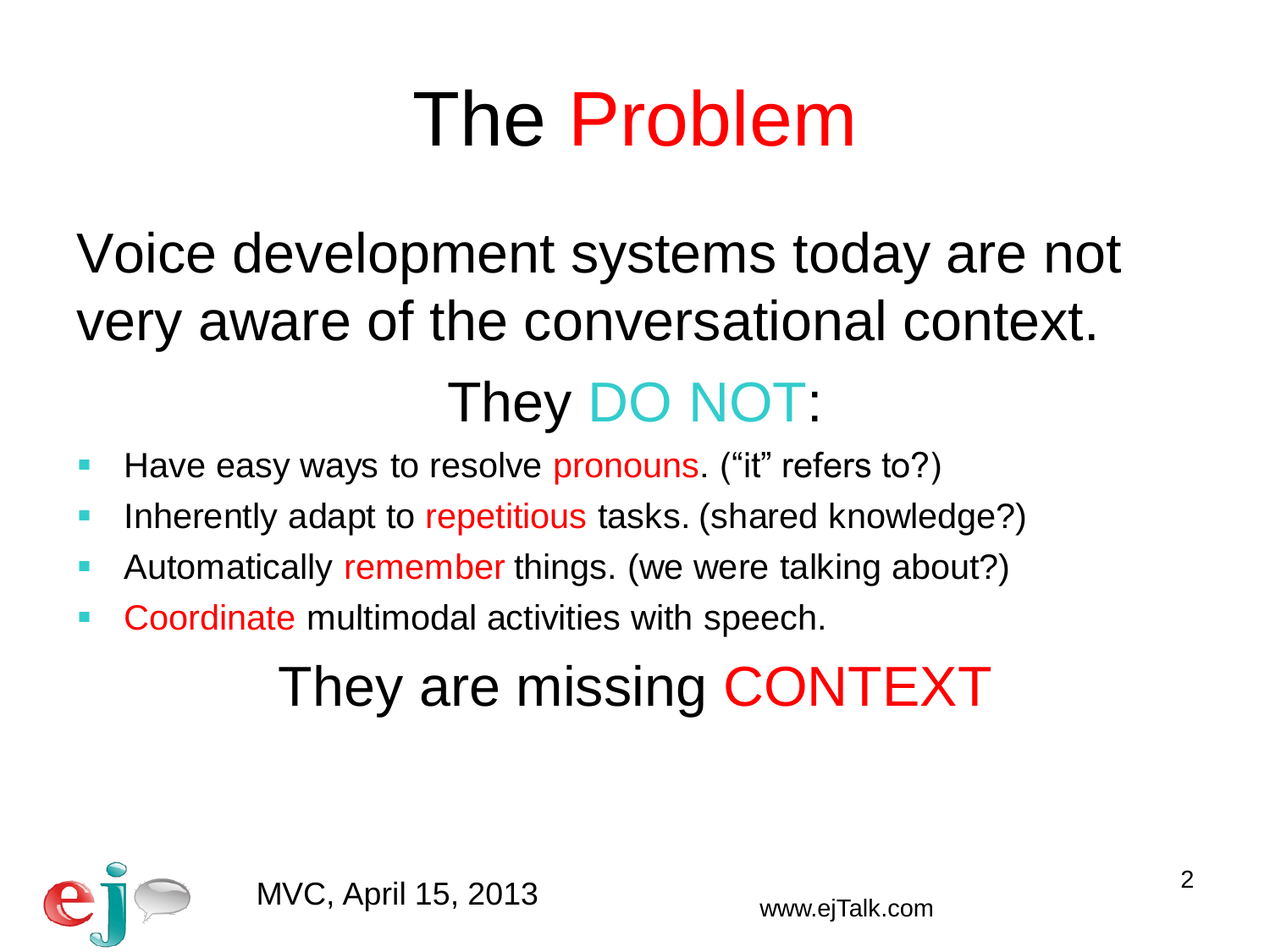# The Problem

Voice development systems today are not very aware of the conversational context.

They DO NOT:

- Have easy ways to resolve pronouns. ("it" refers to?)
- Inherently adapt to repetitious tasks. (shared knowledge?)
- Automatically remember things. (we were talking about?)
- Coordinate multimodal activities with speech.

They are missing CONTEXT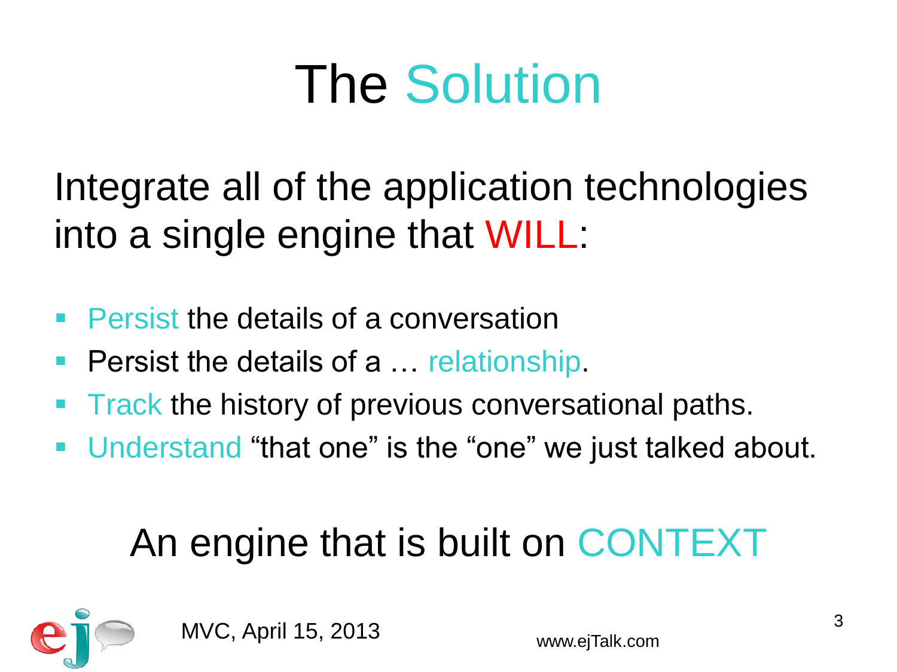# The Solution

Integrate all of the application technologies into a single engine that WILL:

- Persist the details of a conversation
- Persist the details of a … relationship.
- Track the history of previous conversational paths.
- Understand "that one" is the "one" we just talked about.

An engine that is built on CONTEXT

MVC, April 15, 2013

www.ejTalk.com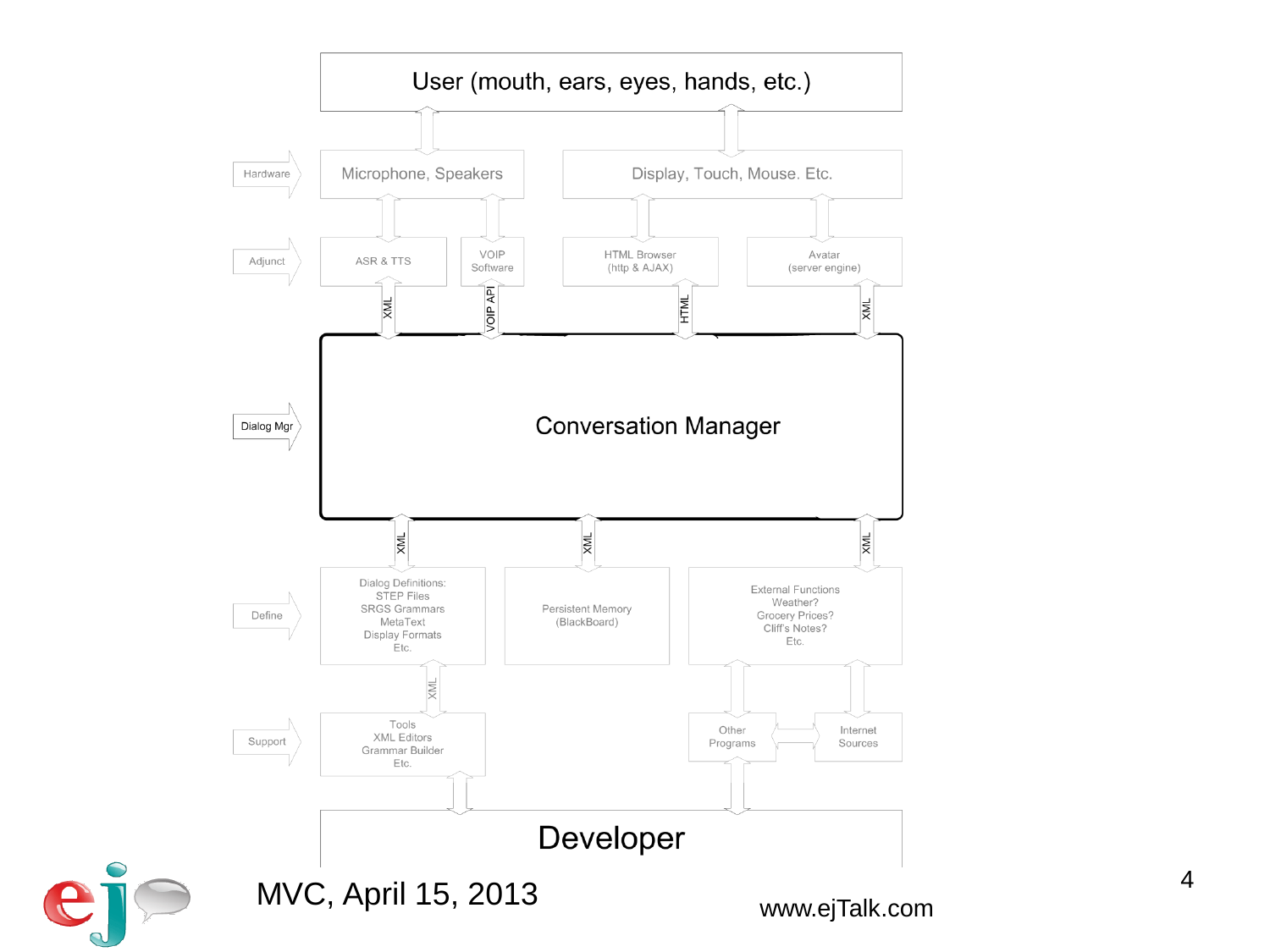User (mouth, ears, eyes, hands, etc.)

| Layer | Components |
| --- | --- |
| Hardware | Microphone, Speakers; Display, Touch, Mouse. Etc. |
| Adjunct | ASR & TTS; VOIP Software; HTML Browser (http & AJAX); Avatar (server engine) |
| Dialog Mgr | Conversation Manager |
| Define | Dialog Definitions: STEP Files, SRGS Grammars, MetaText, Display Formats, Etc.; Persistent Memory (BlackBoard); External Functions: Weather? Grocery Prices? Cliff's Notes? Etc. |
| Support | Tools: XML Editors, Grammar Builder, Etc.; Other Programs; Internet Sources |

Interfaces: XML (ASR & TTS), VOIP API (VOIP Software), HTML (HTML Browser), XML (Avatar); XML (Dialog Definitions), XML (Persistent Memory), XML (External Functions); XML (Dialog Definitions – Tools)

Developer

MVC, April 15, 2013

www.ejTalk.com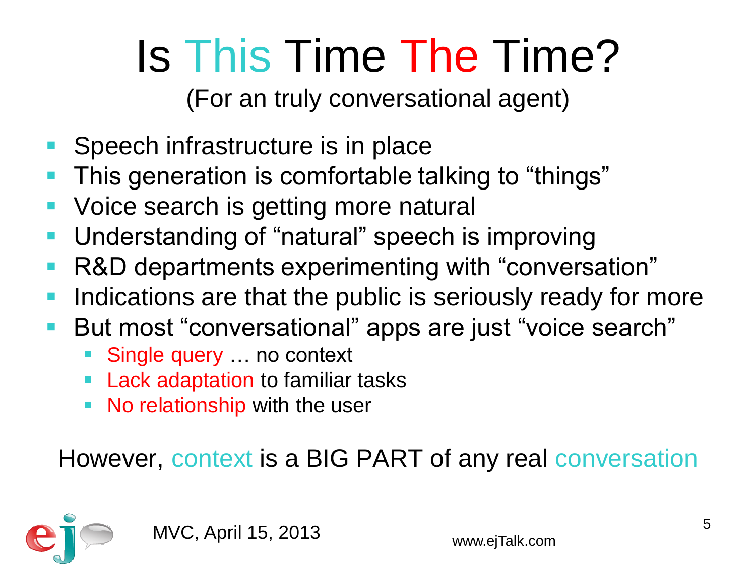# Is This Time The Time?

(For an truly conversational agent)

- Speech infrastructure is in place
- This generation is comfortable talking to “things”
- Voice search is getting more natural
- Understanding of “natural” speech is improving
- R&D departments experimenting with “conversation”
- Indications are that the public is seriously ready for more
- But most “conversational” apps are just “voice search”
  - Single query … no context
  - Lack adaptation to familiar tasks
  - No relationship with the user

However, context is a BIG PART of any real conversation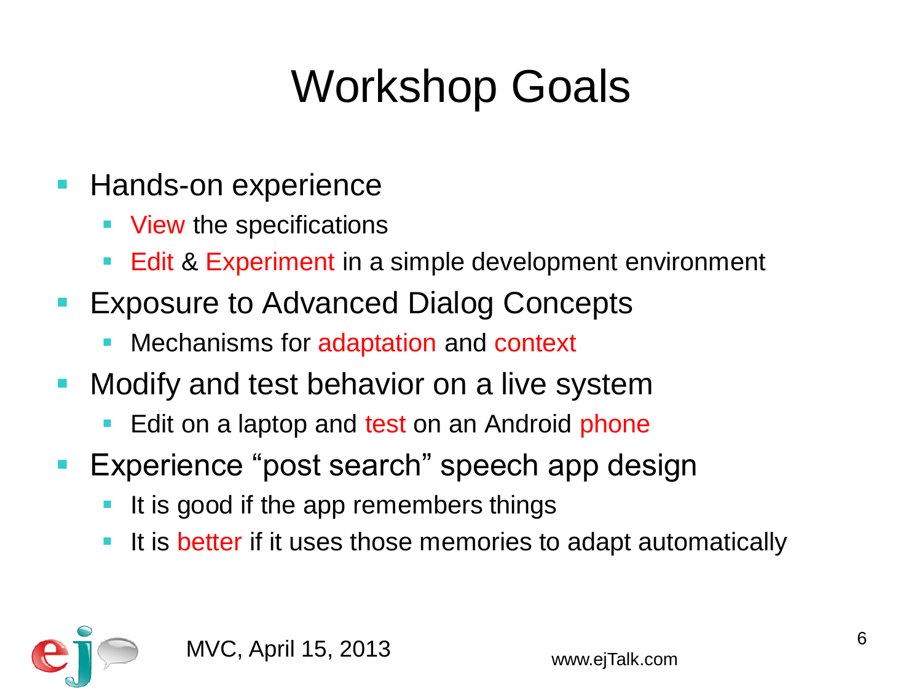# Workshop Goals

- Hands-on experience
  - View the specifications
  - Edit & Experiment in a simple development environment
- Exposure to Advanced Dialog Concepts
  - Mechanisms for adaptation and context
- Modify and test behavior on a live system
  - Edit on a laptop and test on an Android phone
- Experience "post search" speech app design
  - It is good if the app remembers things
  - It is better if it uses those memories to adapt automatically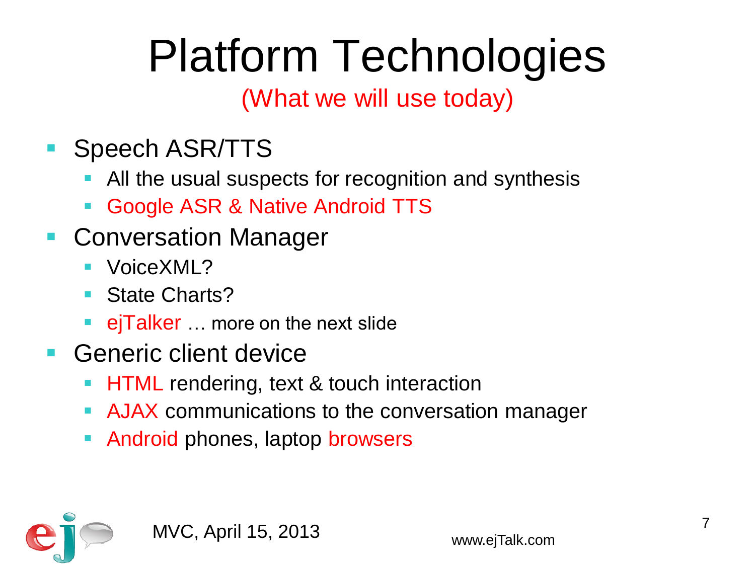# Platform Technologies

(What we will use today)

- Speech ASR/TTS
  - All the usual suspects for recognition and synthesis
  - Google ASR & Native Android TTS
- Conversation Manager
  - VoiceXML?
  - State Charts?
  - ejTalker … more on the next slide
- Generic client device
  - HTML rendering, text & touch interaction
  - AJAX communications to the conversation manager
  - Android phones, laptop browsers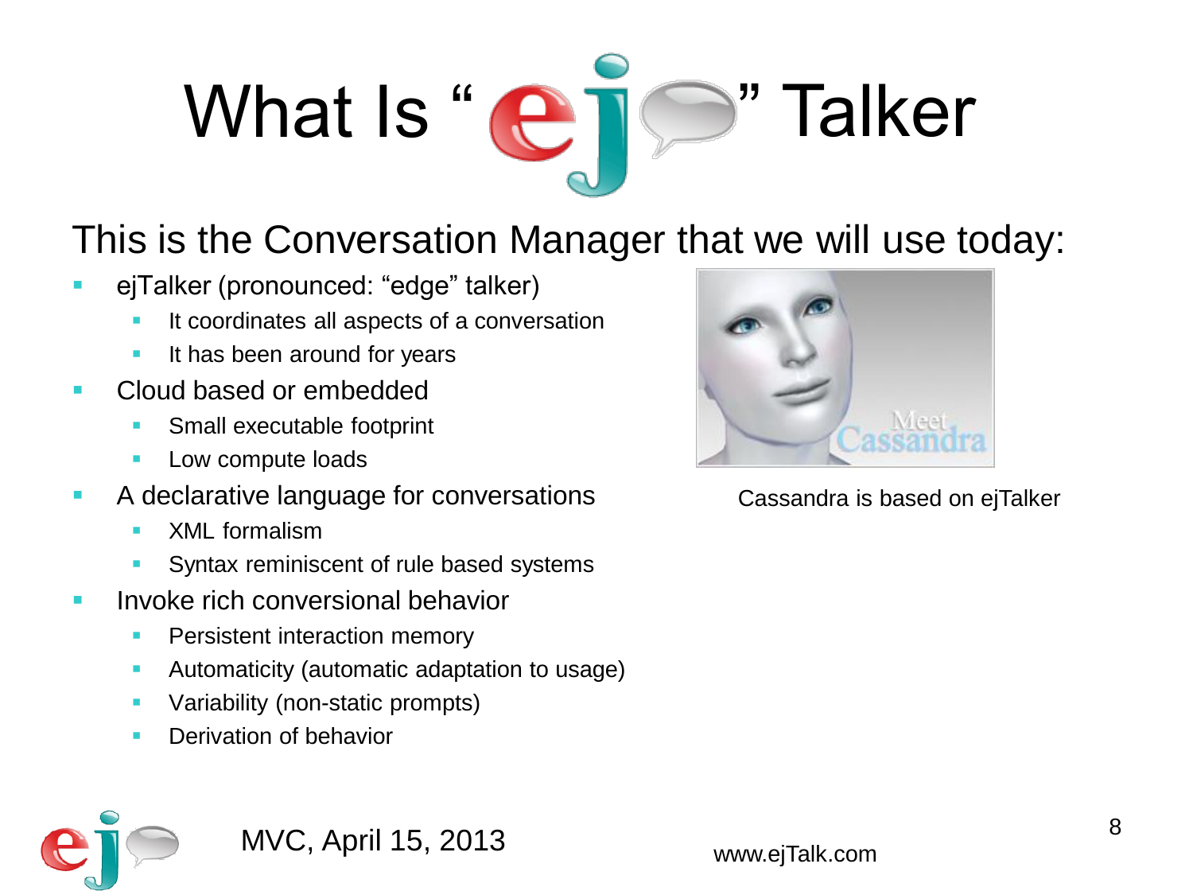# What Is "ej" Talker

This is the Conversation Manager that we will use today:

- ejTalker (pronounced: "edge" talker)
  - It coordinates all aspects of a conversation
  - It has been around for years
- Cloud based or embedded
  - Small executable footprint
  - Low compute loads
- A declarative language for conversations
  - XML formalism
  - Syntax reminiscent of rule based systems
- Invoke rich conversional behavior
  - Persistent interaction memory
  - Automaticity (automatic adaptation to usage)
  - Variability (non-static prompts)
  - Derivation of behavior

Cassandra is based on ejTalker

MVC, April 15, 2013

www.ejTalk.com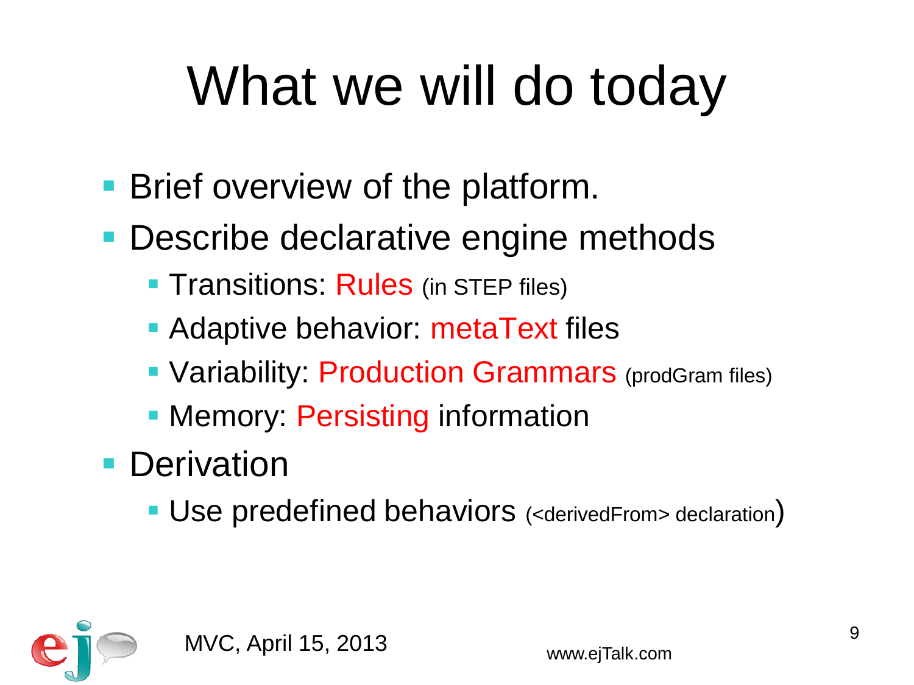# What we will do today

- Brief overview of the platform.
- Describe declarative engine methods
  - Transitions: Rules (in STEP files)
  - Adaptive behavior: metaText files
  - Variability: Production Grammars (prodGram files)
  - Memory: Persisting information
- Derivation
  - Use predefined behaviors (<derivedFrom> declaration)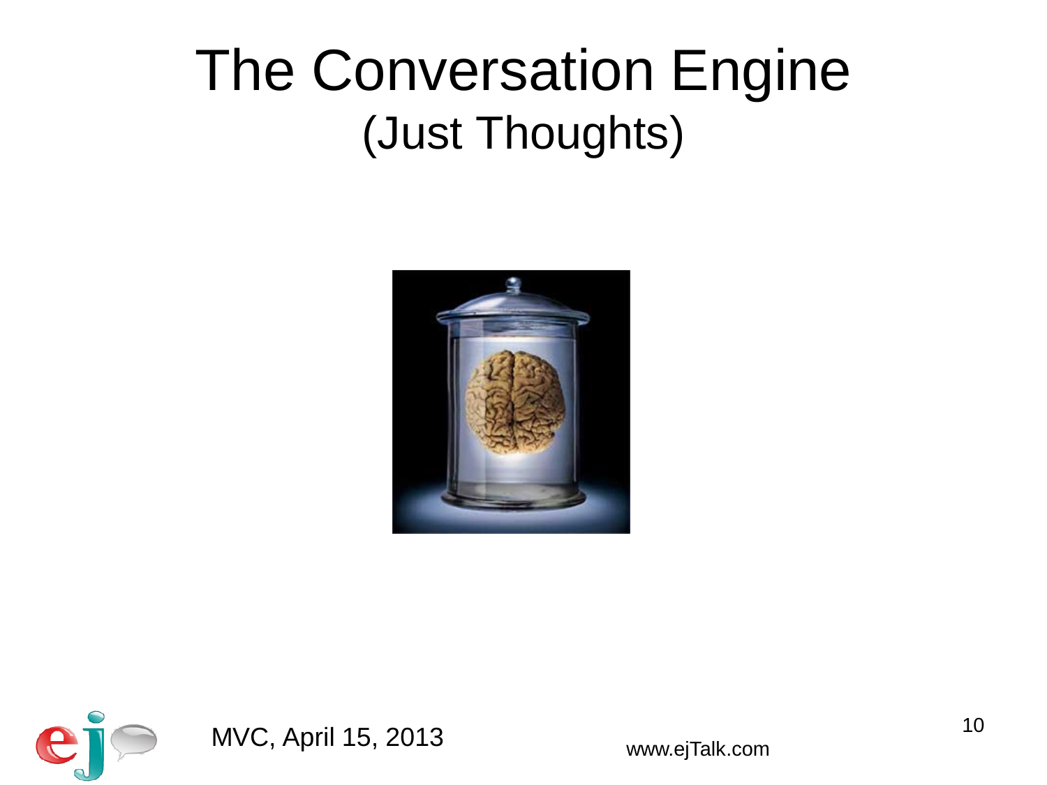# The Conversation Engine
## (Just Thoughts)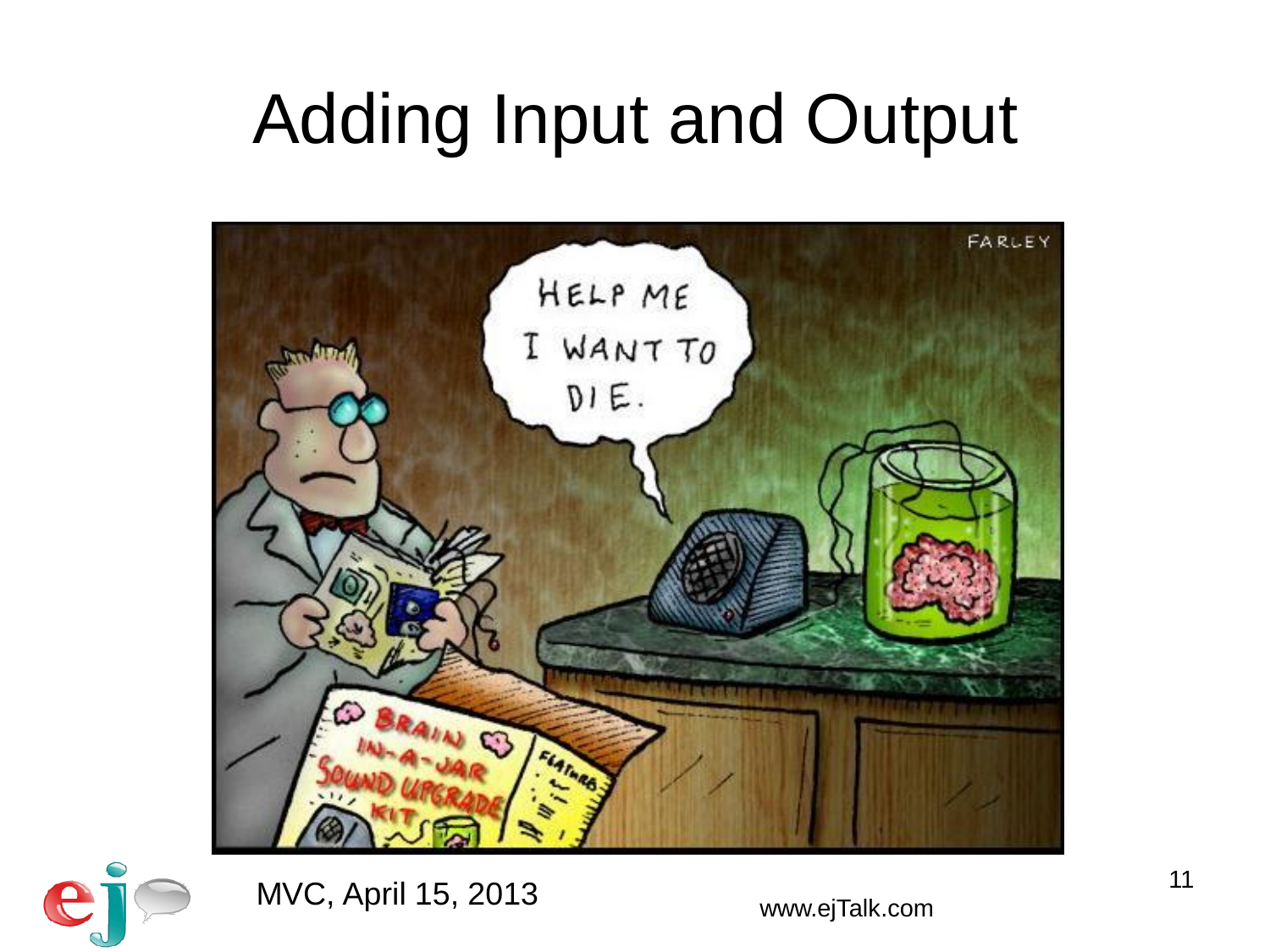# Adding Input and Output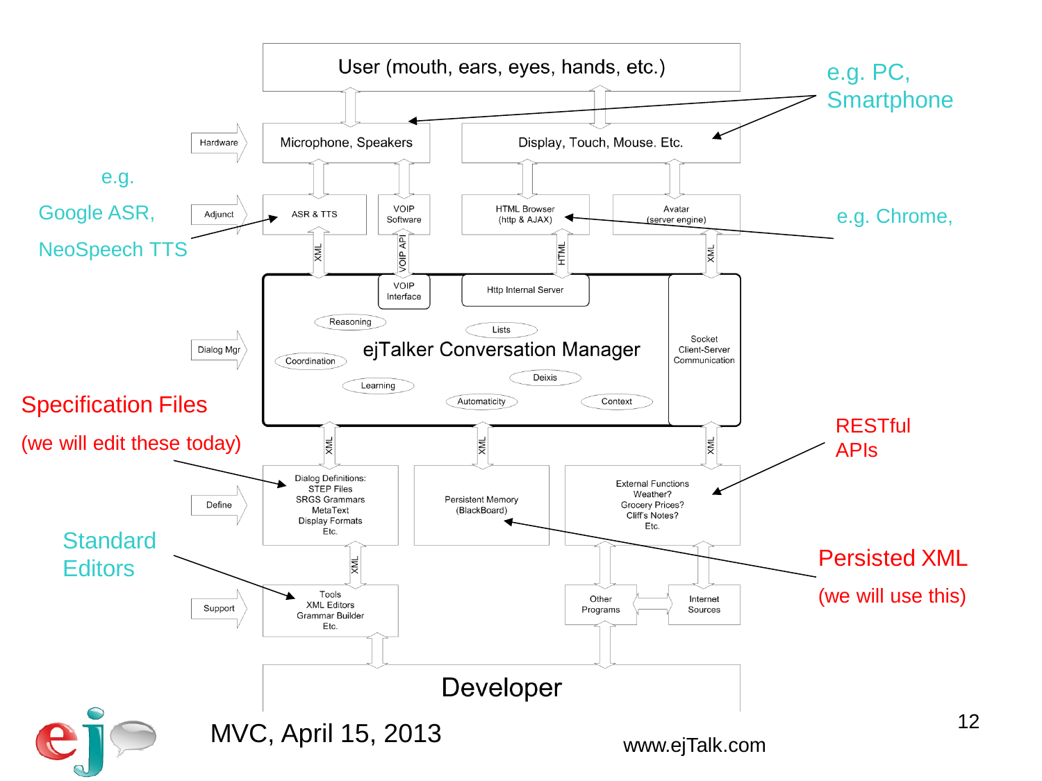User (mouth, ears, eyes, hands, etc.)

e.g. PC, Smartphone

Hardware — Microphone, Speakers | Display, Touch, Mouse. Etc.

e.g. Google ASR, NeoSpeech TTS

Adjunct — ASR & TTS | VOIP Software | HTML Browser (http & AJAX) | Avatar (server engine)

e.g. Chrome,

XML | VOIP API | HTML | XML

VOIP Interface | Http Internal Server

Dialog Mgr — ejTalker Conversation Manager

Reasoning, Lists, Coordination, Learning, Deixis, Automaticity, Context

Socket Client-Server Communication

Specification Files (we will edit these today)

RESTful APIs

XML | XML | XML

Define — Dialog Definitions: STEP Files, SRGS Grammars, MetaText, Display Formats, Etc. | Persistent Memory (BlackBoard) | External Functions: Weather? Grocery Prices? Cliff's Notes? Etc.

Standard Editors

Persisted XML (we will use this)

XML

Support — Tools, XML Editors, Grammar Builder, Etc. | Other Programs | Internet Sources

Developer

MVC, April 15, 2013

www.ejTalk.com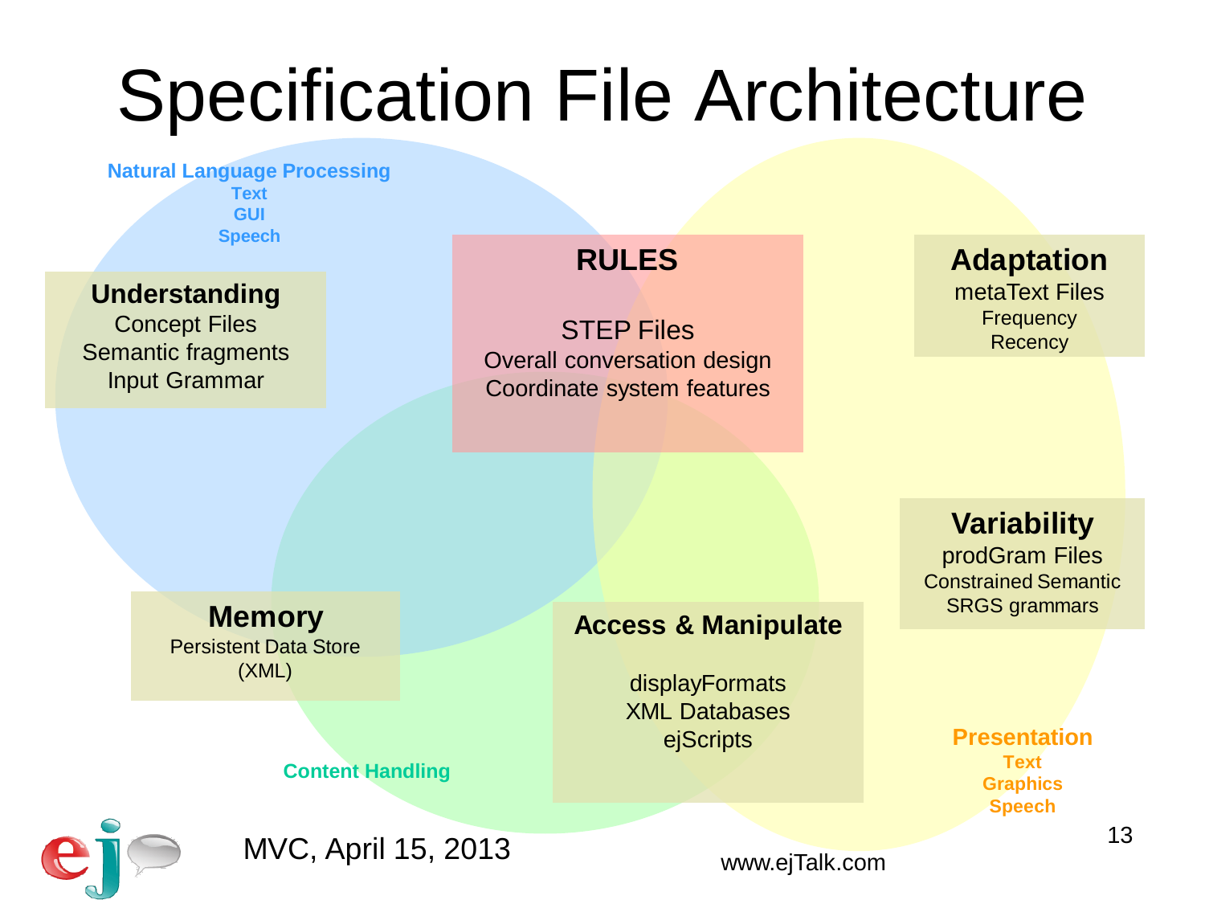# Specification File Architecture

**Natural Language Processing**
**Text**
**GUI**
**Speech**

### Understanding
Concept Files
Semantic fragments
Input Grammar

### RULES
STEP Files
Overall conversation design
Coordinate system features

### Adaptation
metaText Files
Frequency
Recency

### Variability
prodGram Files
Constrained Semantic
SRGS grammars

### Memory
Persistent Data Store
(XML)

### Access & Manipulate
displayFormats
XML Databases
ejScripts

**Content Handling**

**Presentation**
**Text**
**Graphics**
**Speech**

MVC, April 15, 2013

www.ejTalk.com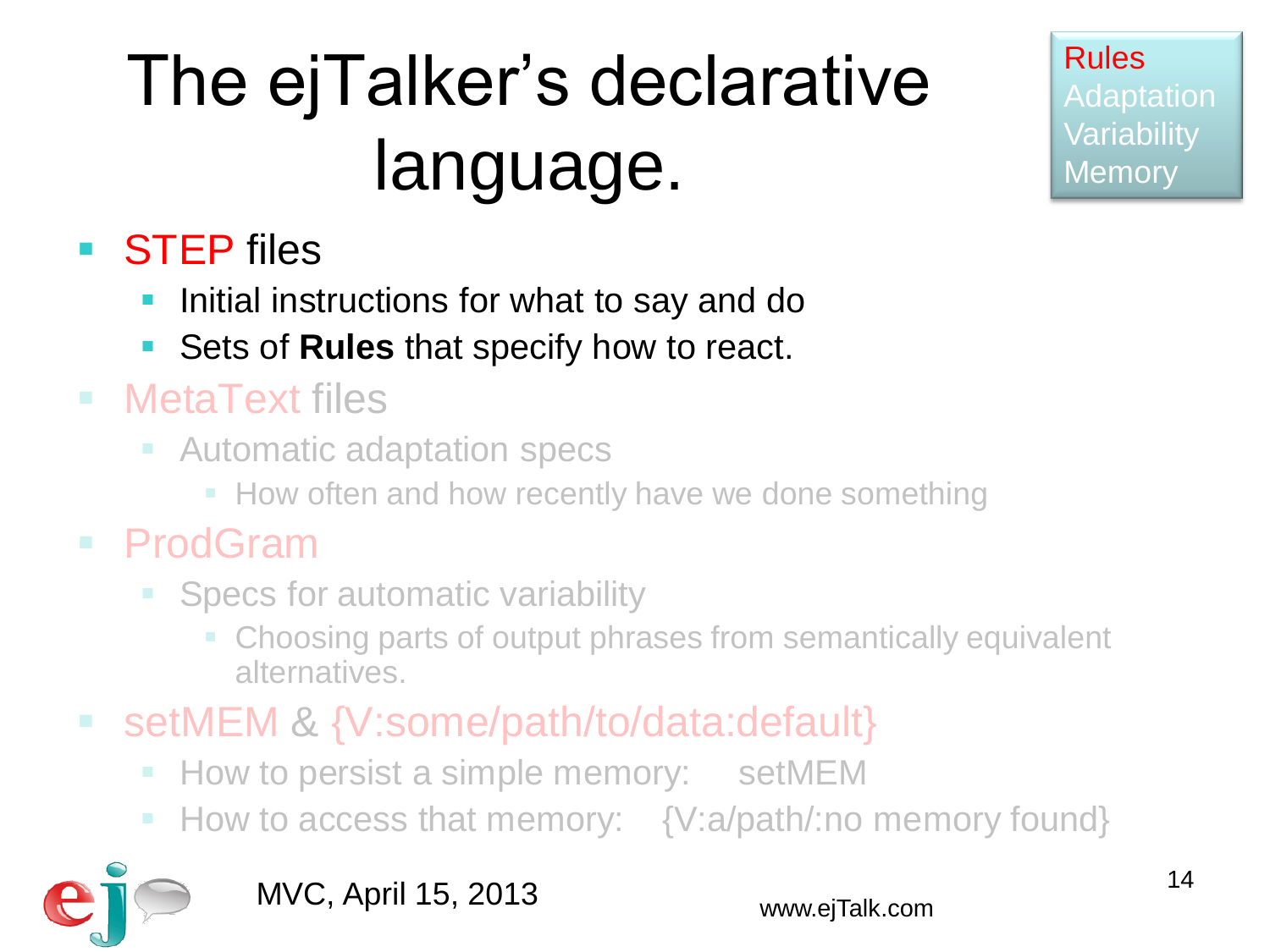# The ejTalker's declarative language.

Rules
Adaptation
Variability
Memory

- STEP files
  - Initial instructions for what to say and do
  - Sets of **Rules** that specify how to react.
- MetaText files
  - Automatic adaptation specs
    - How often and how recently have we done something
- ProdGram
  - Specs for automatic variability
    - Choosing parts of output phrases from semantically equivalent alternatives.
- setMEM & {V:some/path/to/data:default}
  - How to persist a simple memory: setMEM
  - How to access that memory: {V:a/path/:no memory found}

MVC, April 15, 2013

www.ejTalk.com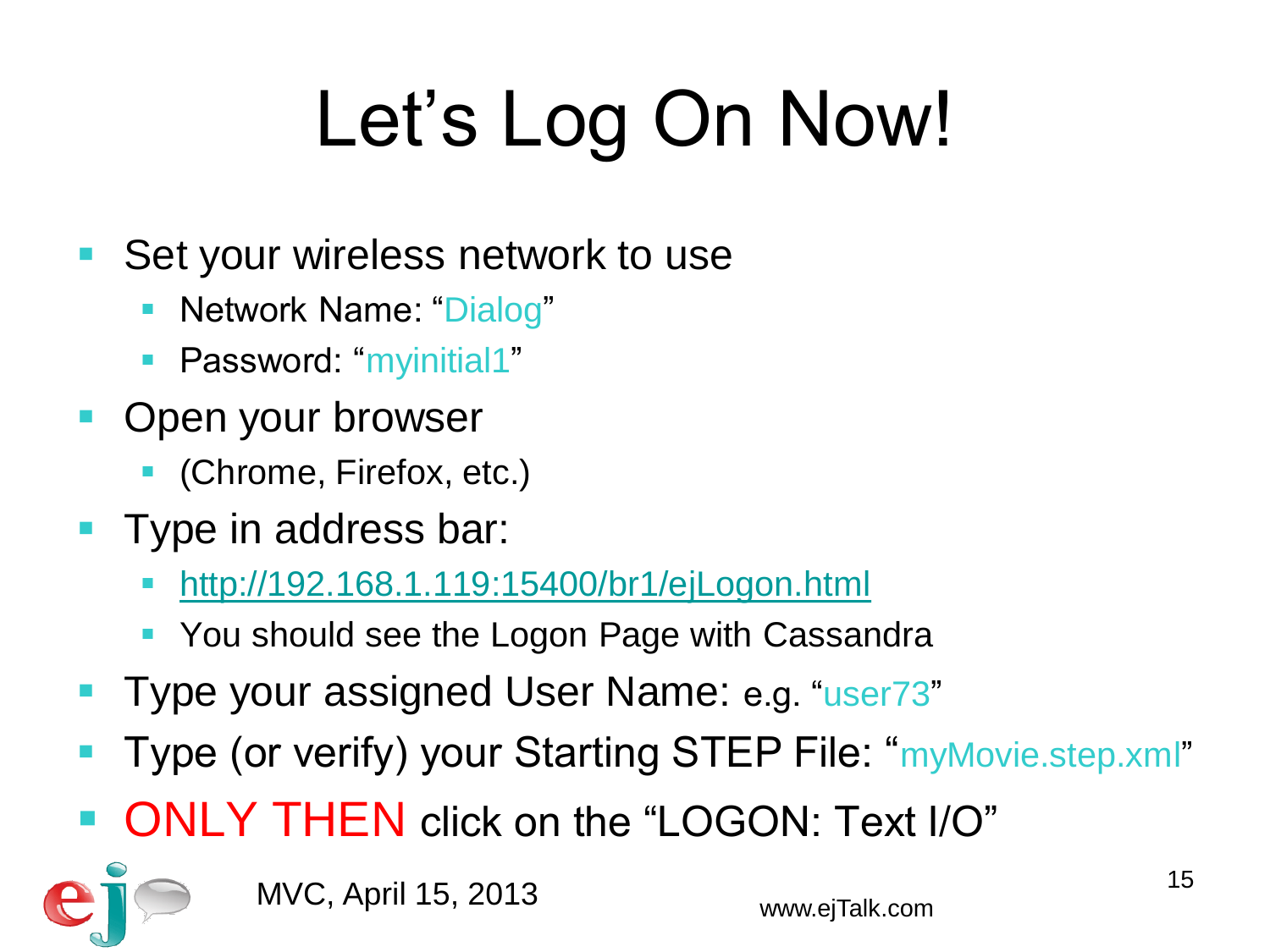# Let's Log On Now!

- Set your wireless network to use
  - Network Name: "Dialog"
  - Password: "myinitial1"
- Open your browser
  - (Chrome, Firefox, etc.)
- Type in address bar:
  - http://192.168.1.119:15400/br1/ejLogon.html
  - You should see the Logon Page with Cassandra
- Type your assigned User Name: e.g. "user73"
- Type (or verify) your Starting STEP File: "myMovie.step.xml"
- ONLY THEN click on the "LOGON: Text I/O"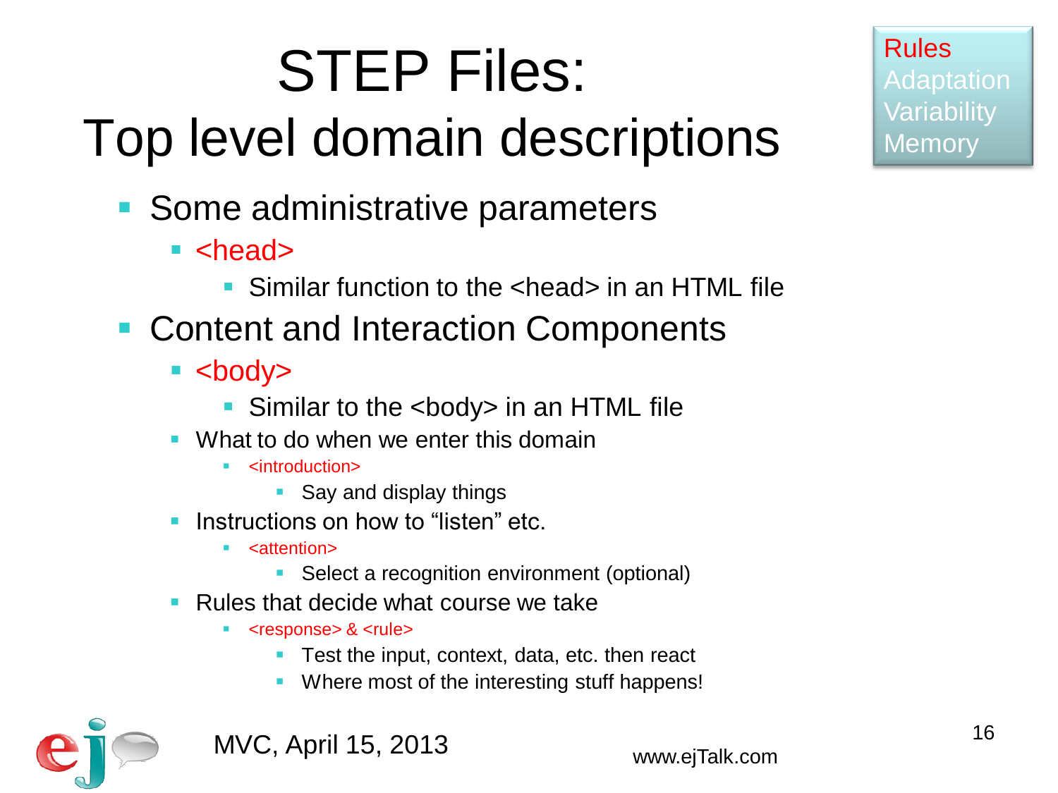# STEP Files: Top level domain descriptions

Rules
Adaptation
Variability
Memory

- Some administrative parameters
  - <head>
    - Similar function to the <head> in an HTML file
- Content and Interaction Components
  - <body>
    - Similar to the <body> in an HTML file
  - What to do when we enter this domain
    - <introduction>
      - Say and display things
  - Instructions on how to "listen" etc.
    - <attention>
      - Select a recognition environment (optional)
  - Rules that decide what course we take
    - <response> & <rule>
      - Test the input, context, data, etc. then react
      - Where most of the interesting stuff happens!

MVC, April 15, 2013

www.ejTalk.com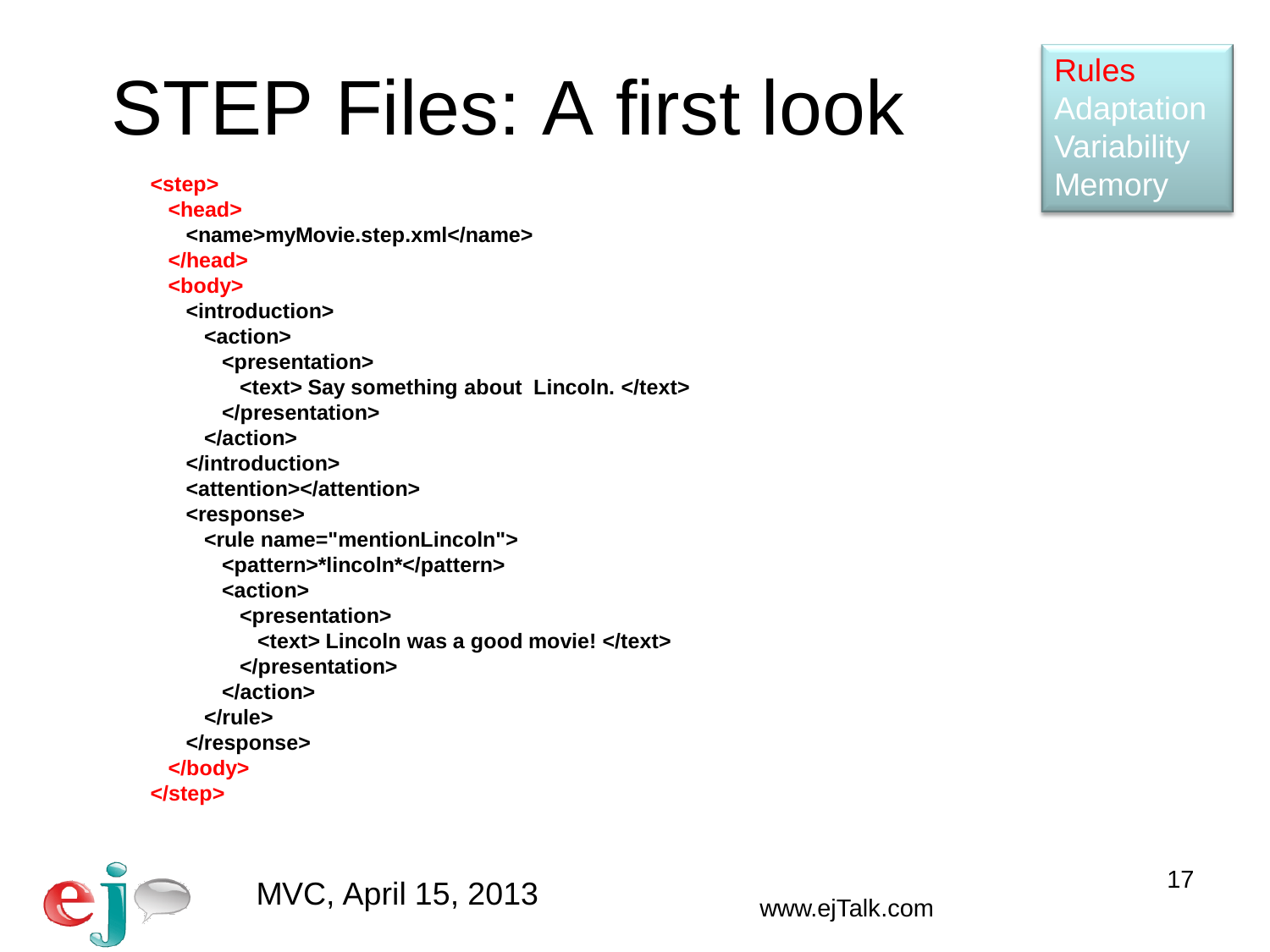# STEP Files: A first look

Rules
Adaptation
Variability
Memory

```
<step>
  <head>
    <name>myMovie.step.xml</name>
  </head>
  <body>
    <introduction>
      <action>
        <presentation>
          <text> Say something about  Lincoln. </text>
        </presentation>
      </action>
    </introduction>
    <attention></attention>
    <response>
      <rule name="mentionLincoln">
        <pattern>*lincoln*</pattern>
        <action>
          <presentation>
            <text> Lincoln was a good movie! </text>
          </presentation>
        </action>
      </rule>
    </response>
  </body>
</step>
```

MVC, April 15, 2013

www.ejTalk.com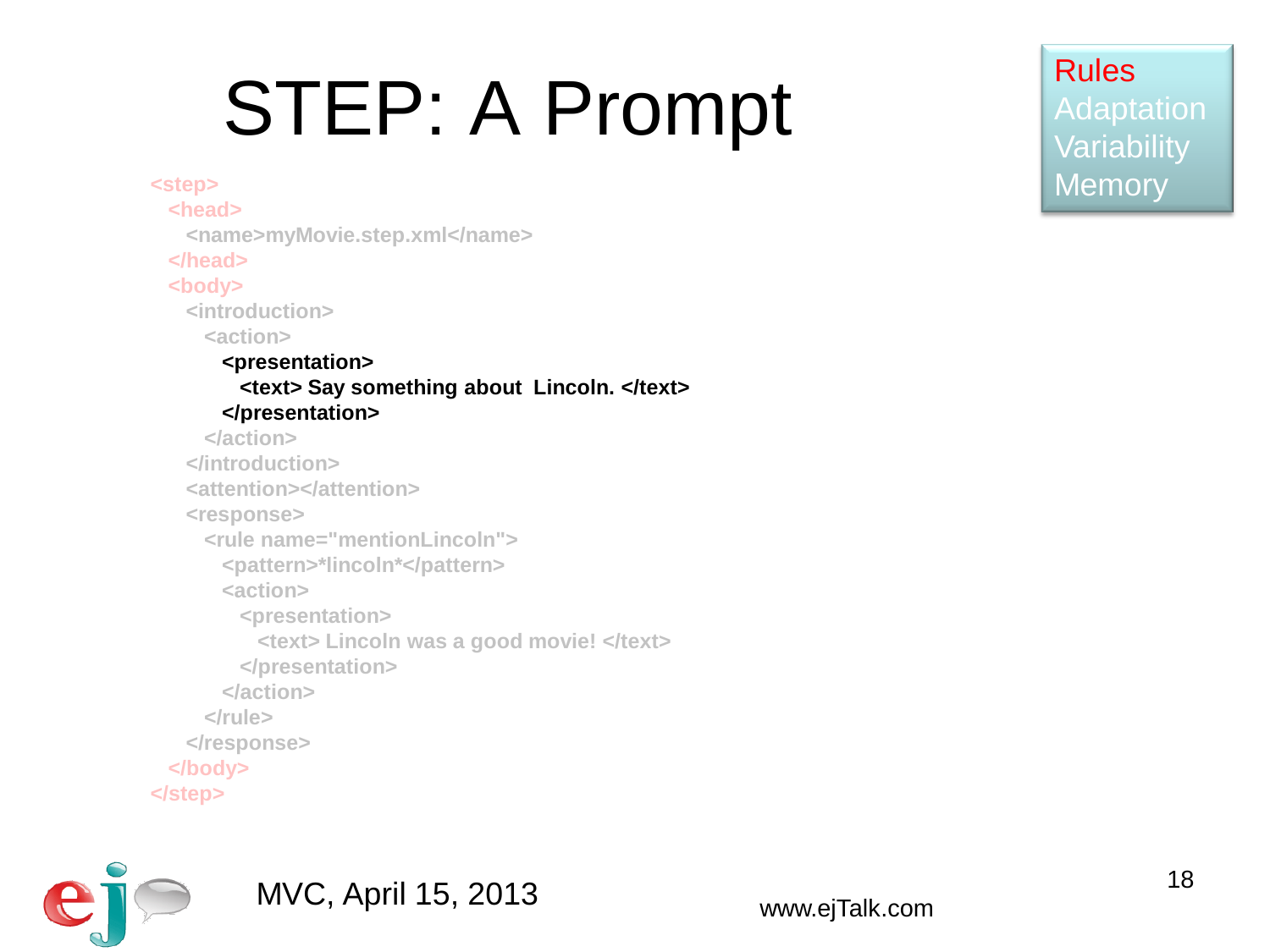# STEP: A Prompt

```
<step>
  <head>
    <name>myMovie.step.xml</name>
  </head>
  <body>
    <introduction>
      <action>
        <presentation>
          <text> Say something about  Lincoln. </text>
        </presentation>
      </action>
    </introduction>
    <attention></attention>
    <response>
      <rule name="mentionLincoln">
        <pattern>*lincoln*</pattern>
        <action>
          <presentation>
            <text> Lincoln was a good movie! </text>
          </presentation>
        </action>
      </rule>
    </response>
  </body>
</step>
```

Rules
Adaptation
Variability
Memory

MVC, April 15, 2013

www.ejTalk.com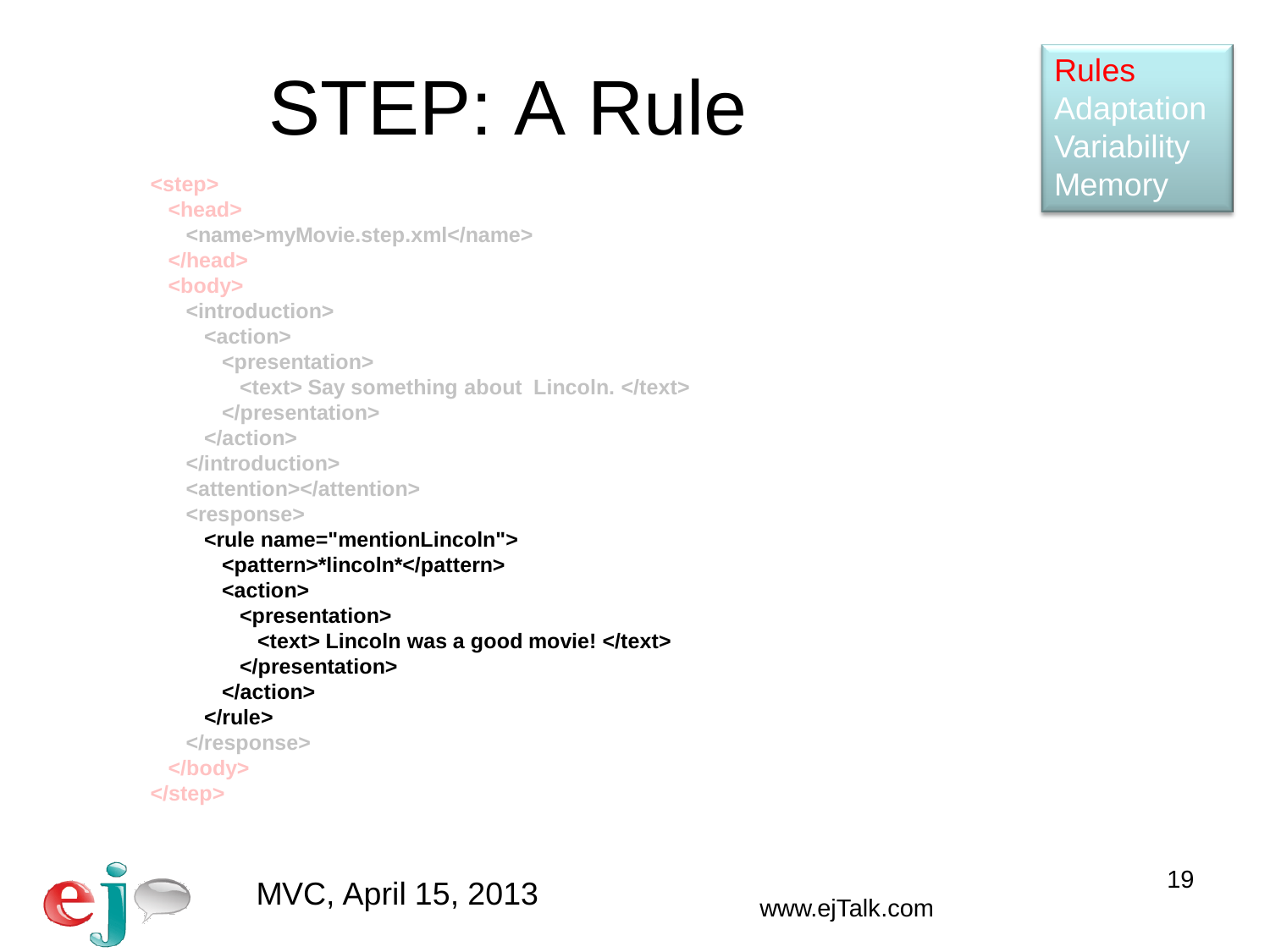# STEP: A Rule

Rules
Adaptation
Variability
Memory

```
<step>
  <head>
    <name>myMovie.step.xml</name>
  </head>
  <body>
    <introduction>
      <action>
        <presentation>
          <text> Say something about  Lincoln. </text>
        </presentation>
      </action>
    </introduction>
    <attention></attention>
    <response>
      <rule name="mentionLincoln">
        <pattern>*lincoln*</pattern>
        <action>
          <presentation>
            <text> Lincoln was a good movie! </text>
          </presentation>
        </action>
      </rule>
    </response>
  </body>
</step>
```

MVC, April 15, 2013

www.ejTalk.com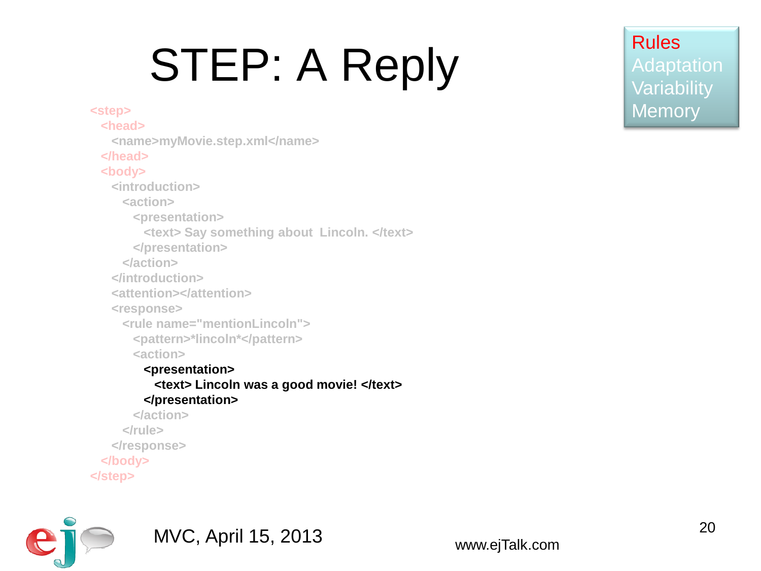# STEP: A Reply

Rules
Adaptation
Variability
Memory

```
<step>
  <head>
    <name>myMovie.step.xml</name>
  </head>
  <body>
    <introduction>
      <action>
        <presentation>
          <text> Say something about  Lincoln. </text>
        </presentation>
      </action>
    </introduction>
    <attention></attention>
    <response>
      <rule name="mentionLincoln">
        <pattern>*lincoln*</pattern>
        <action>
          <presentation>
            <text> Lincoln was a good movie! </text>
          </presentation>
        </action>
      </rule>
    </response>
  </body>
</step>
```

MVC, April 15, 2013

www.ejTalk.com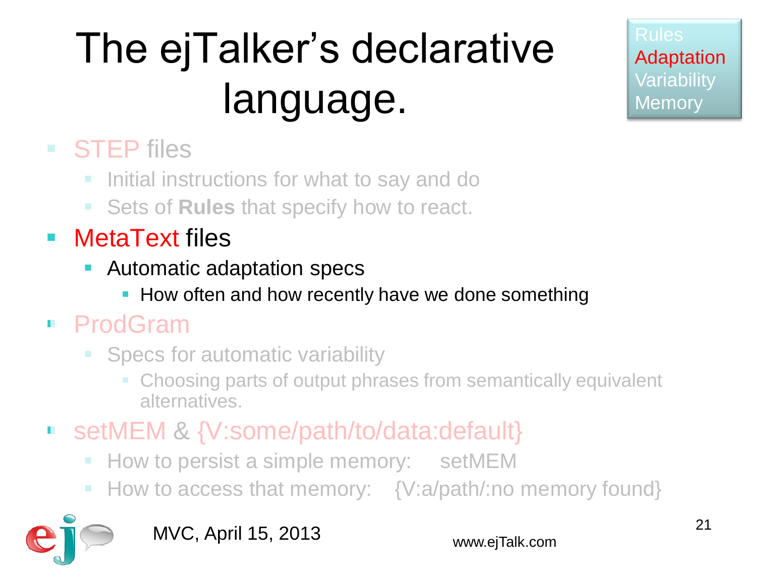# The ejTalker's declarative language.

Rules
Adaptation
Variability
Memory

- STEP files
  - Initial instructions for what to say and do
  - Sets of **Rules** that specify how to react.
- MetaText files
  - Automatic adaptation specs
    - How often and how recently have we done something
- ProdGram
  - Specs for automatic variability
    - Choosing parts of output phrases from semantically equivalent alternatives.
- setMEM & {V:some/path/to/data:default}
  - How to persist a simple memory: setMEM
  - How to access that memory: {V:a/path/:no memory found}

MVC, April 15, 2013

www.ejTalk.com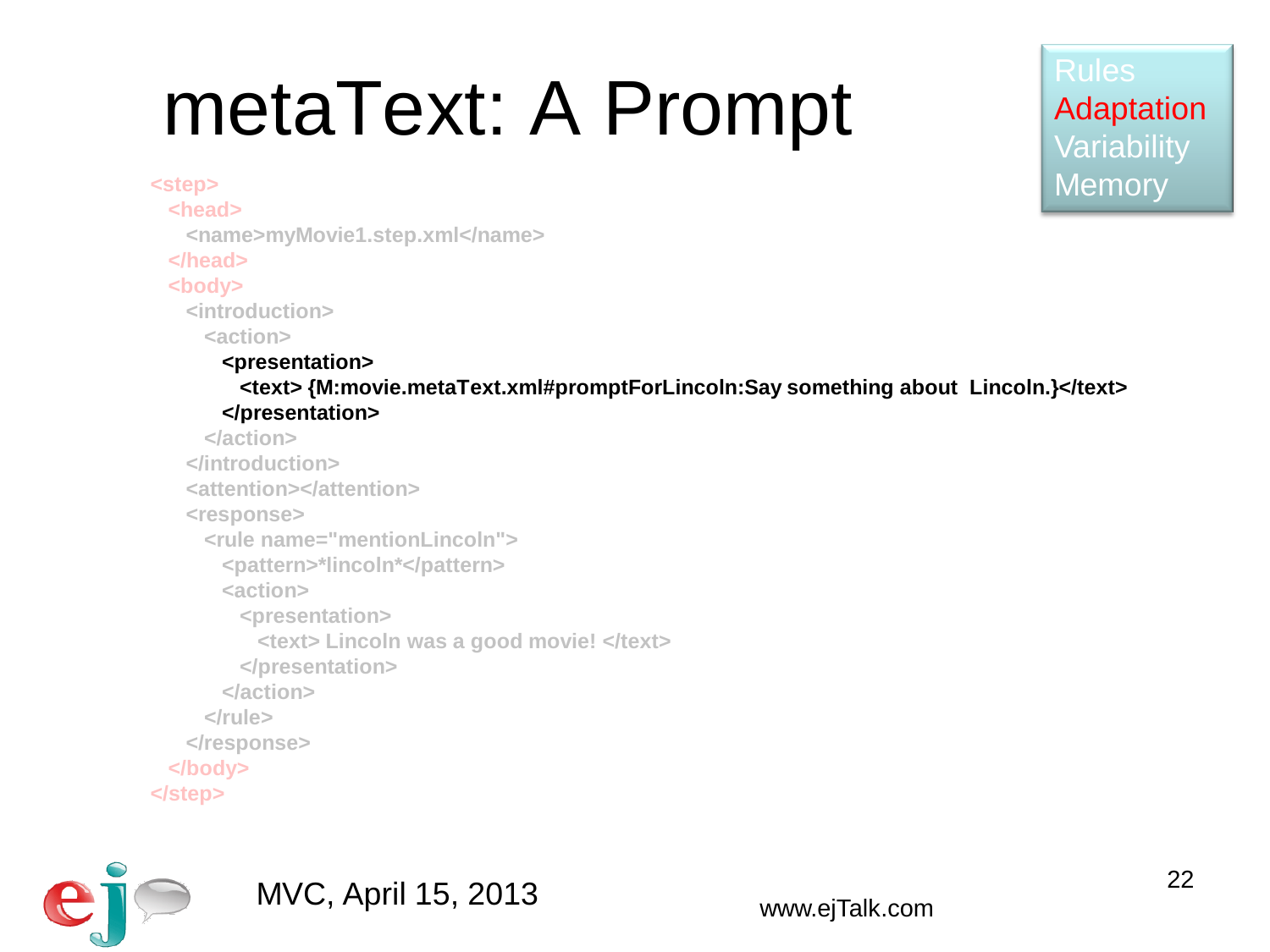# metaText: A Prompt

Rules
Adaptation
Variability
Memory

```
<step>
  <head>
    <name>myMovie1.step.xml</name>
  </head>
  <body>
    <introduction>
      <action>
        <presentation>
          <text> {M:movie.metaText.xml#promptForLincoln:Say something about  Lincoln.}</text>
        </presentation>
      </action>
    </introduction>
    <attention></attention>
    <response>
      <rule name="mentionLincoln">
        <pattern>*lincoln*</pattern>
        <action>
          <presentation>
            <text> Lincoln was a good movie! </text>
          </presentation>
        </action>
      </rule>
    </response>
  </body>
</step>
```

MVC, April 15, 2013

www.ejTalk.com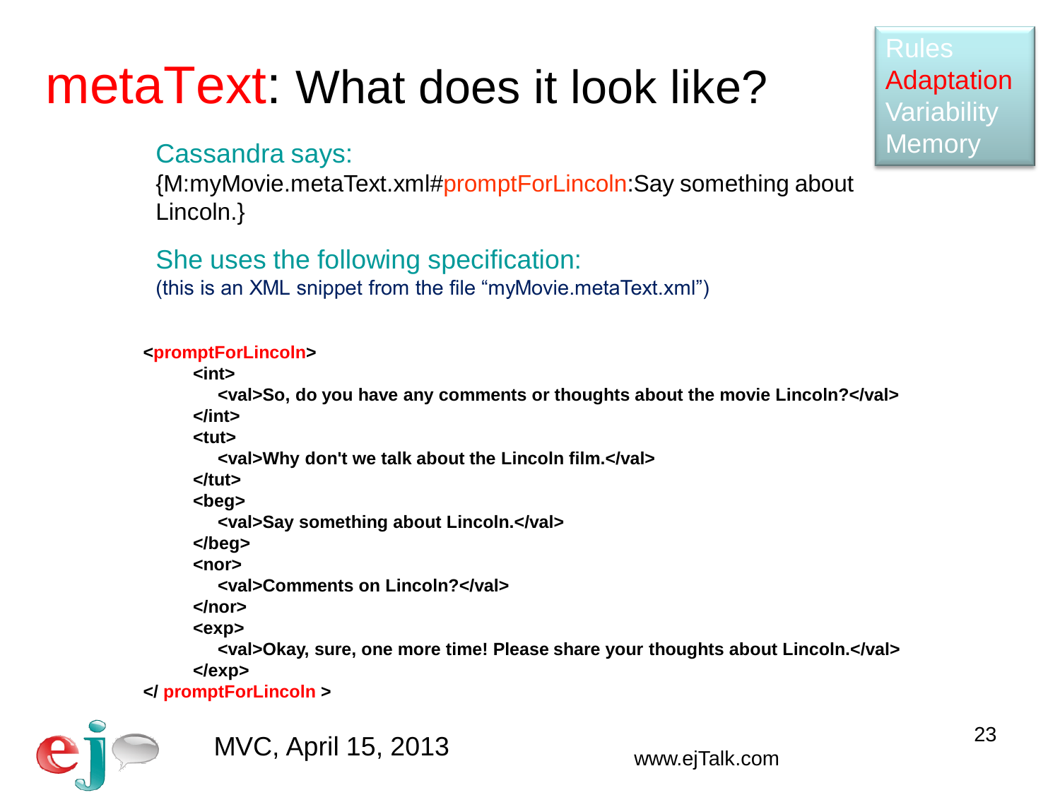# metaText: What does it look like?

Rules
Adaptation
Variability
Memory

Cassandra says:

{M:myMovie.metaText.xml#promptForLincoln:Say something about Lincoln.}

She uses the following specification:

(this is an XML snippet from the file "myMovie.metaText.xml")

```
<promptForLincoln>
        <int>
           <val>So, do you have any comments or thoughts about the movie Lincoln?</val>
        </int>
        <tut>
           <val>Why don't we talk about the Lincoln film.</val>
        </tut>
        <beg>
           <val>Say something about Lincoln.</val>
        </beg>
        <nor>
           <val>Comments on Lincoln?</val>
        </nor>
        <exp>
           <val>Okay, sure, one more time! Please share your thoughts about Lincoln.</val>
        </exp>
</ promptForLincoln >
```

MVC, April 15, 2013

www.ejTalk.com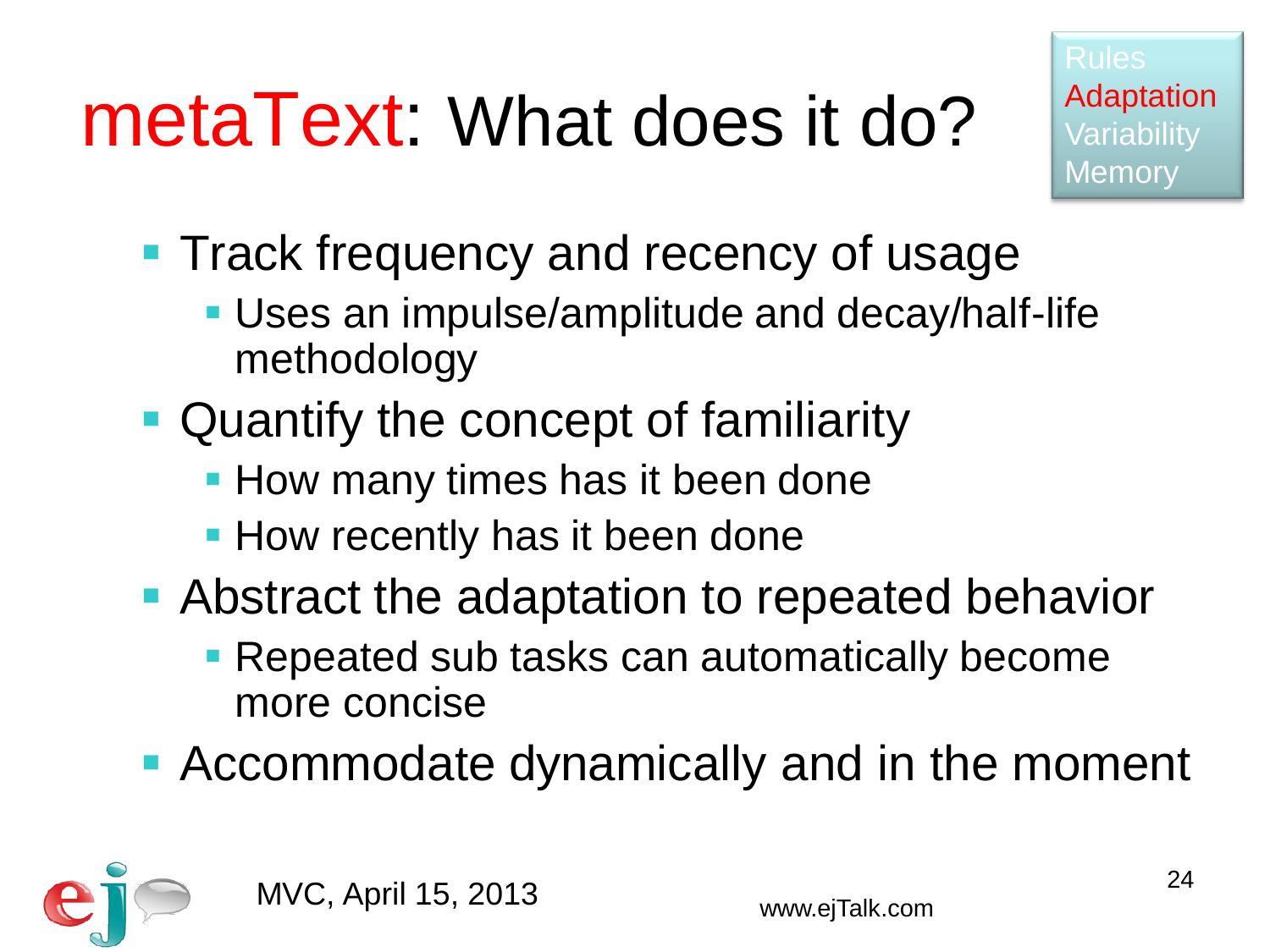# metaText: What does it do?

Rules
Adaptation
Variability
Memory

- Track frequency and recency of usage
  - Uses an impulse/amplitude and decay/half-life methodology
- Quantify the concept of familiarity
  - How many times has it been done
  - How recently has it been done
- Abstract the adaptation to repeated behavior
  - Repeated sub tasks can automatically become more concise
- Accommodate dynamically and in the moment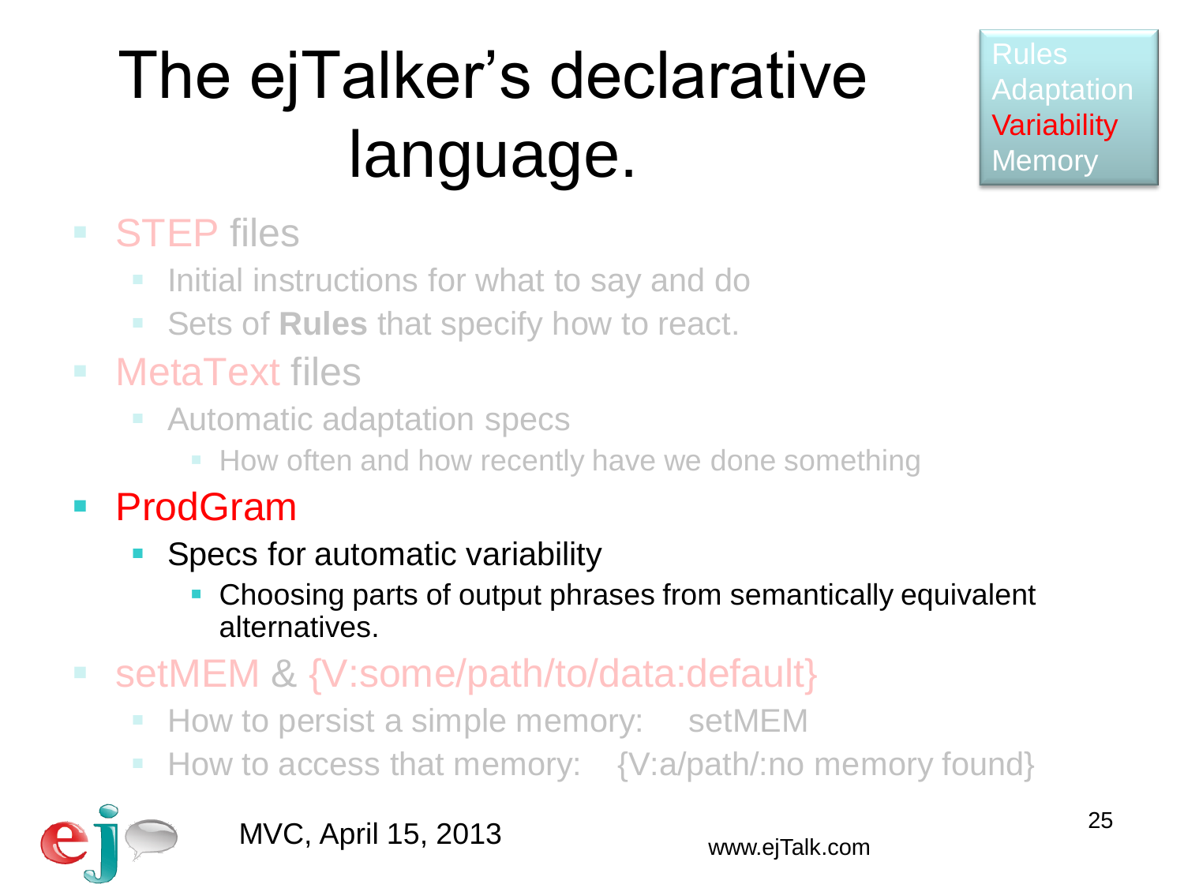# The ejTalker's declarative language.

Rules
Adaptation
Variability
Memory

- STEP files
  - Initial instructions for what to say and do
  - Sets of **Rules** that specify how to react.
- MetaText files
  - Automatic adaptation specs
    - How often and how recently have we done something
- ProdGram
  - Specs for automatic variability
    - Choosing parts of output phrases from semantically equivalent alternatives.
- setMEM & {V:some/path/to/data:default}
  - How to persist a simple memory: setMEM
  - How to access that memory: {V:a/path/:no memory found}

MVC, April 15, 2013

www.ejTalk.com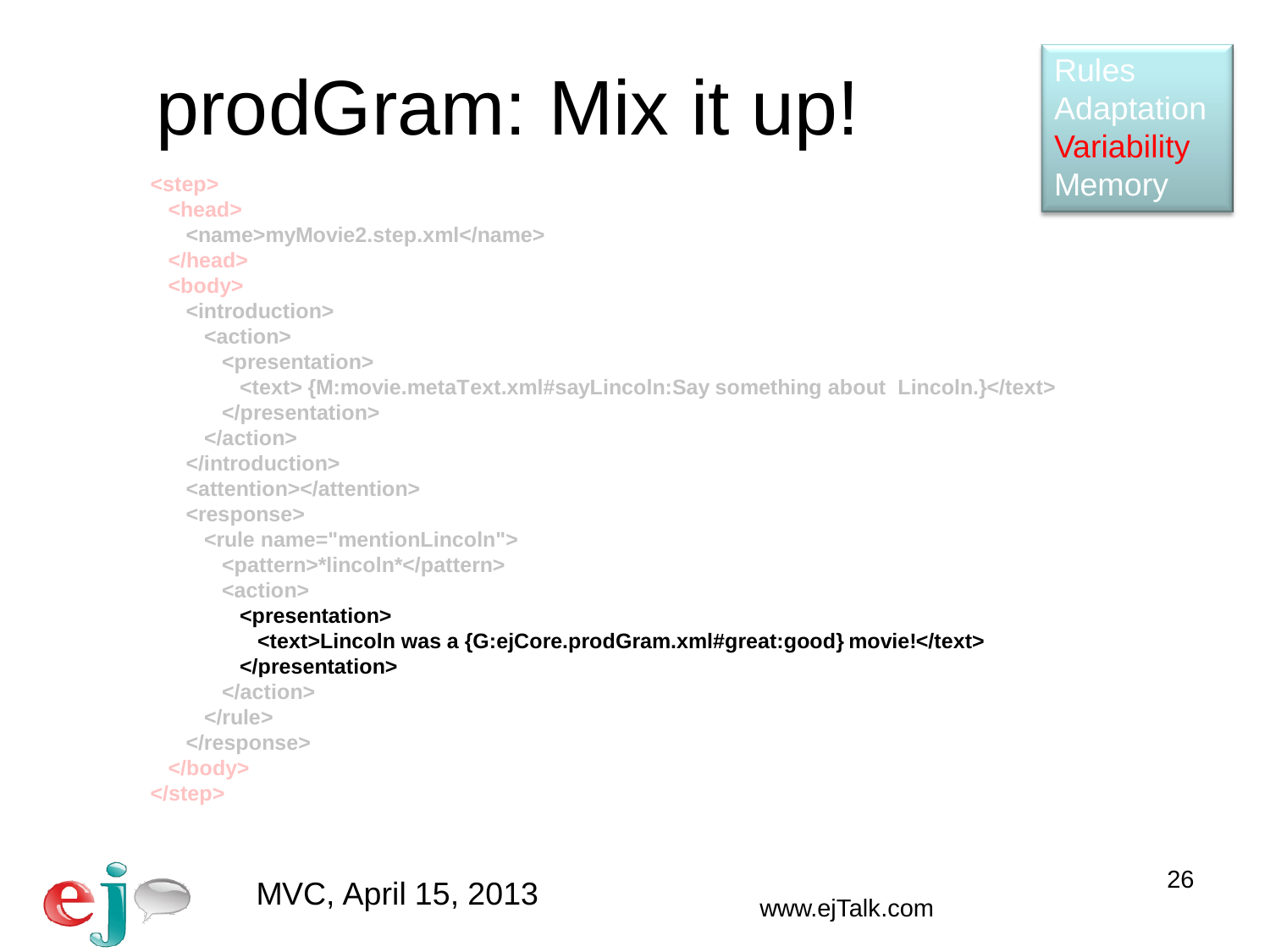# prodGram: Mix it up!

Rules
Adaptation
Variability
Memory

```xml
<step>
  <head>
    <name>myMovie2.step.xml</name>
  </head>
  <body>
    <introduction>
      <action>
        <presentation>
          <text> {M:movie.metaText.xml#sayLincoln:Say something about  Lincoln.}</text>
        </presentation>
      </action>
    </introduction>
    <attention></attention>
    <response>
      <rule name="mentionLincoln">
        <pattern>*lincoln*</pattern>
        <action>
          <presentation>
            <text>Lincoln was a {G:ejCore.prodGram.xml#great:good} movie!</text>
          </presentation>
        </action>
      </rule>
    </response>
  </body>
</step>
```

MVC, April 15, 2013

www.ejTalk.com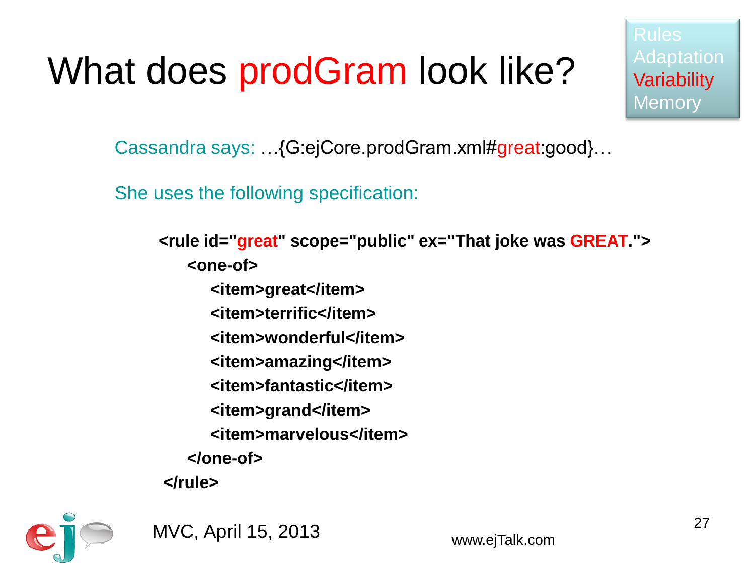# What does prodGram look like?

Rules
Adaptation
Variability
Memory

Cassandra says: …{G:ejCore.prodGram.xml#great:good}…

She uses the following specification:

```
<rule id="great" scope="public" ex="That joke was GREAT.">
    <one-of>
        <item>great</item>
        <item>terrific</item>
        <item>wonderful</item>
        <item>amazing</item>
        <item>fantastic</item>
        <item>grand</item>
        <item>marvelous</item>
    </one-of>
</rule>
```

MVC, April 15, 2013

www.ejTalk.com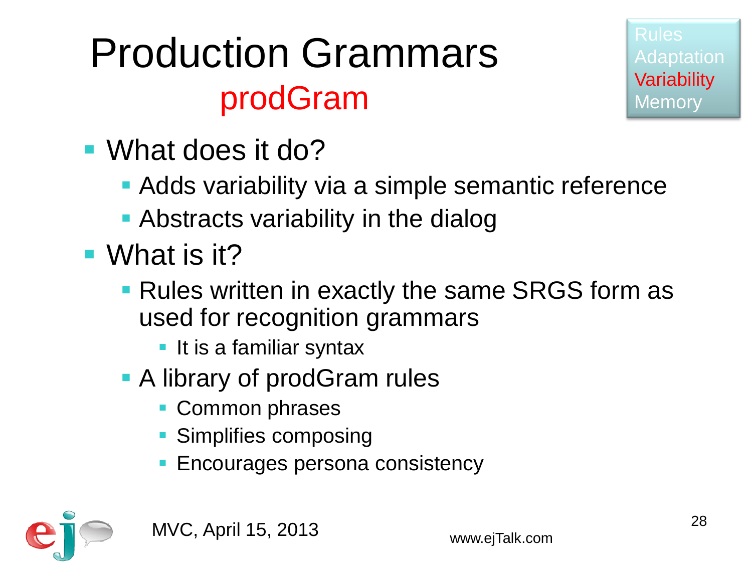# Production Grammars

## prodGram

Rules
Adaptation
Variability
Memory

- What does it do?
  - Adds variability via a simple semantic reference
  - Abstracts variability in the dialog
- What is it?
  - Rules written in exactly the same SRGS form as used for recognition grammars
    - It is a familiar syntax
  - A library of prodGram rules
    - Common phrases
    - Simplifies composing
    - Encourages persona consistency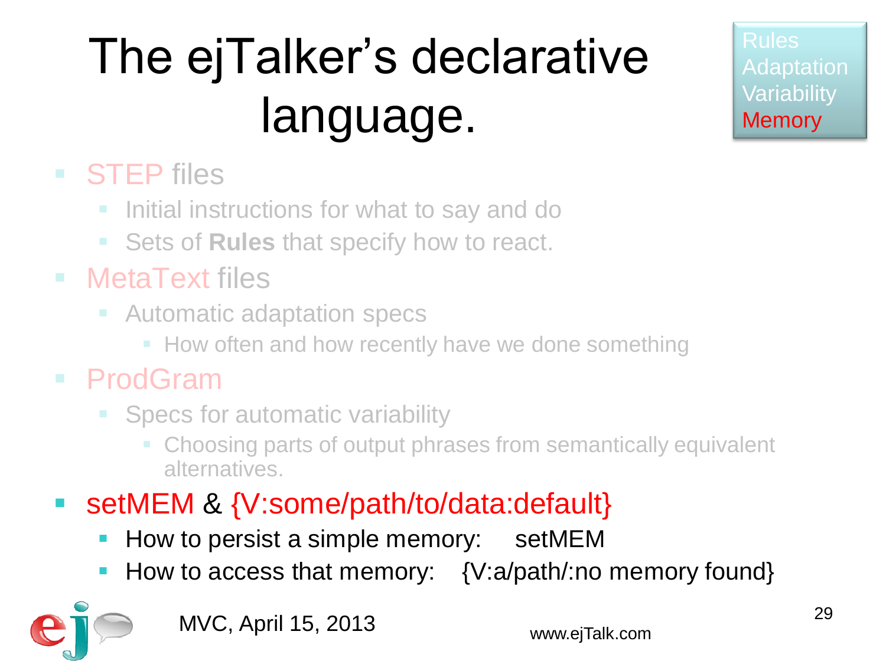# The ejTalker's declarative language.

Rules
Adaptation
Variability
Memory

- STEP files
  - Initial instructions for what to say and do
  - Sets of **Rules** that specify how to react.
- MetaText files
  - Automatic adaptation specs
    - How often and how recently have we done something
- ProdGram
  - Specs for automatic variability
    - Choosing parts of output phrases from semantically equivalent alternatives.
- setMEM & {V:some/path/to/data:default}
  - How to persist a simple memory: setMEM
  - How to access that memory: {V:a/path/:no memory found}

MVC, April 15, 2013

www.ejTalk.com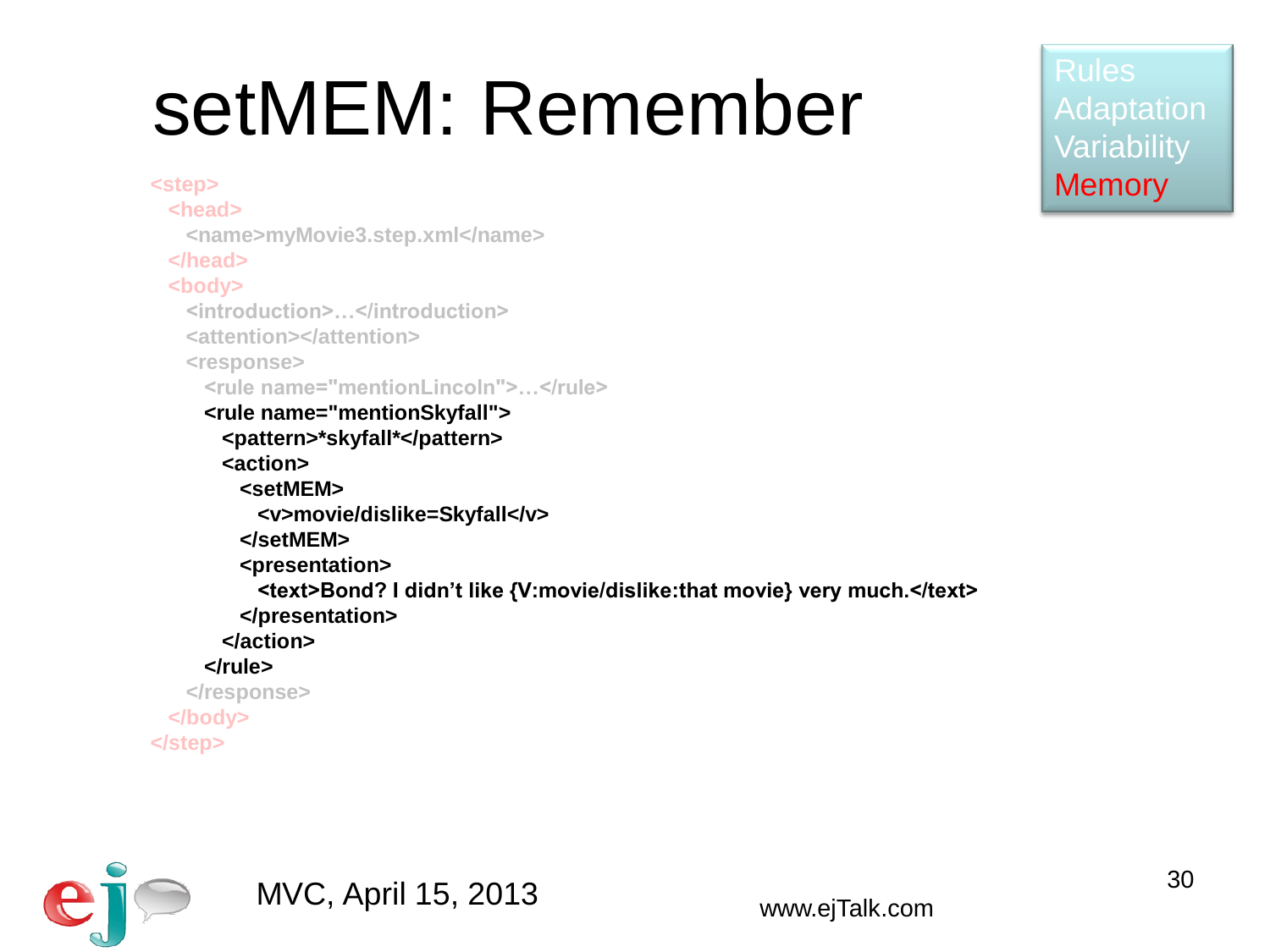# setMEM: Remember

Rules
Adaptation
Variability
Memory

```
<step>
  <head>
    <name>myMovie3.step.xml</name>
  </head>
  <body>
    <introduction>…</introduction>
    <attention></attention>
    <response>
      <rule name="mentionLincoln">…</rule>
      <rule name="mentionSkyfall">
        <pattern>*skyfall*</pattern>
        <action>
          <setMEM>
            <v>movie/dislike=Skyfall</v>
          </setMEM>
          <presentation>
            <text>Bond? I didn’t like {V:movie/dislike:that movie} very much.</text>
          </presentation>
        </action>
      </rule>
    </response>
  </body>
</step>
```

MVC, April 15, 2013

www.ejTalk.com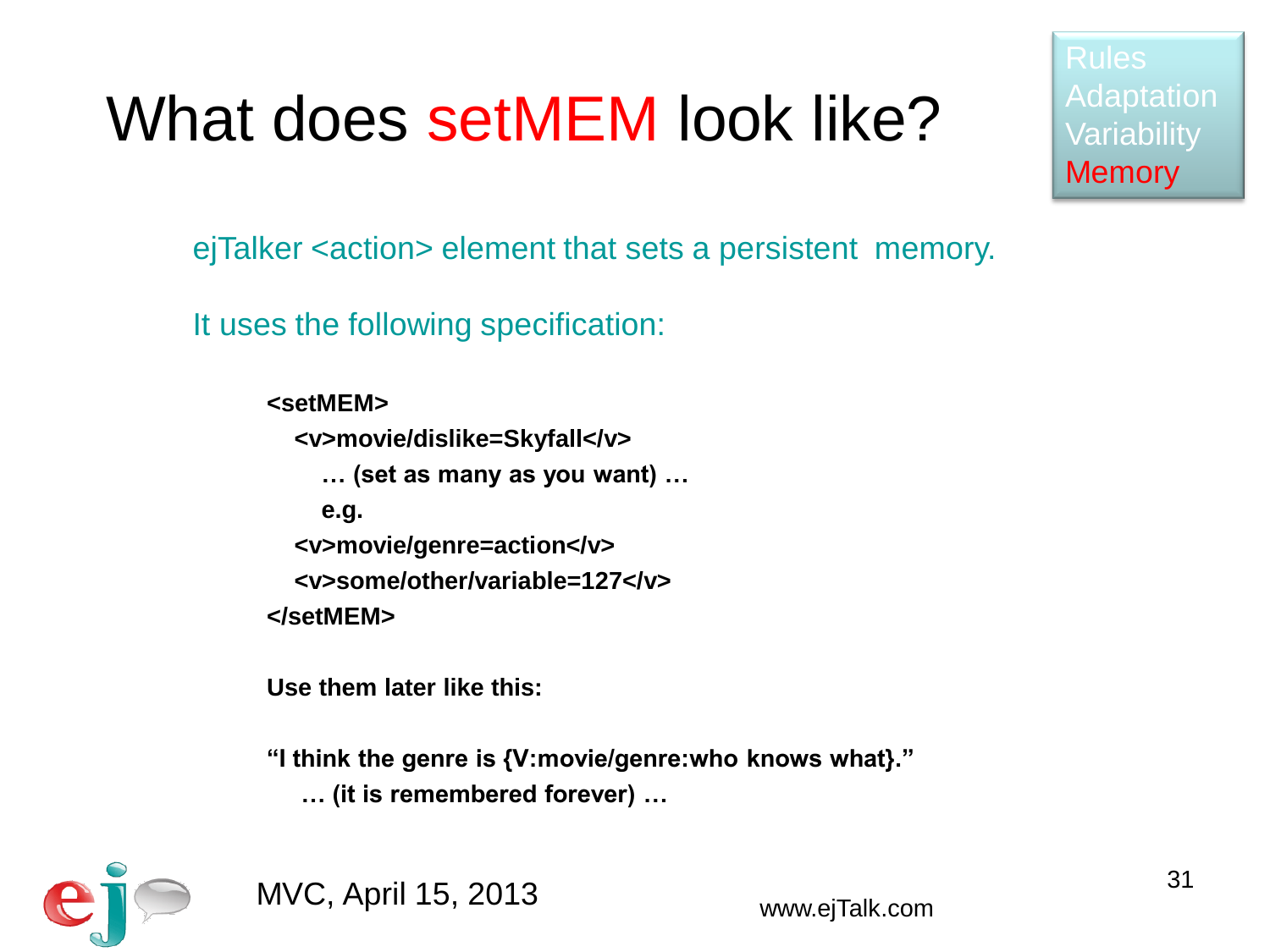# What does setMEM look like?

Rules
Adaptation
Variability
Memory

ejTalker <action> element that sets a persistent memory.

It uses the following specification:

```
<setMEM>
   <v>movie/dislike=Skyfall</v>
      … (set as many as you want) …
      e.g.
   <v>movie/genre=action</v>
   <v>some/other/variable=127</v>
</setMEM>
```

**Use them later like this:**

**"I think the genre is {V:movie/genre:who knows what}."**
**… (it is remembered forever) …**

MVC, April 15, 2013

www.ejTalk.com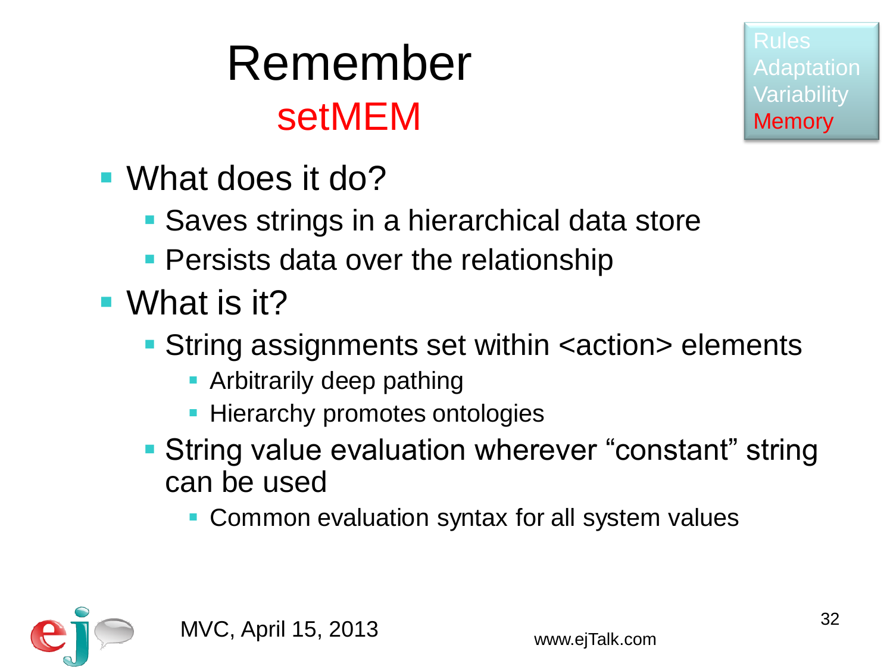# Remember

## setMEM

Rules
Adaptation
Variability
Memory

- What does it do?
  - Saves strings in a hierarchical data store
  - Persists data over the relationship
- What is it?
  - String assignments set within <action> elements
    - Arbitrarily deep pathing
    - Hierarchy promotes ontologies
  - String value evaluation wherever “constant” string can be used
    - Common evaluation syntax for all system values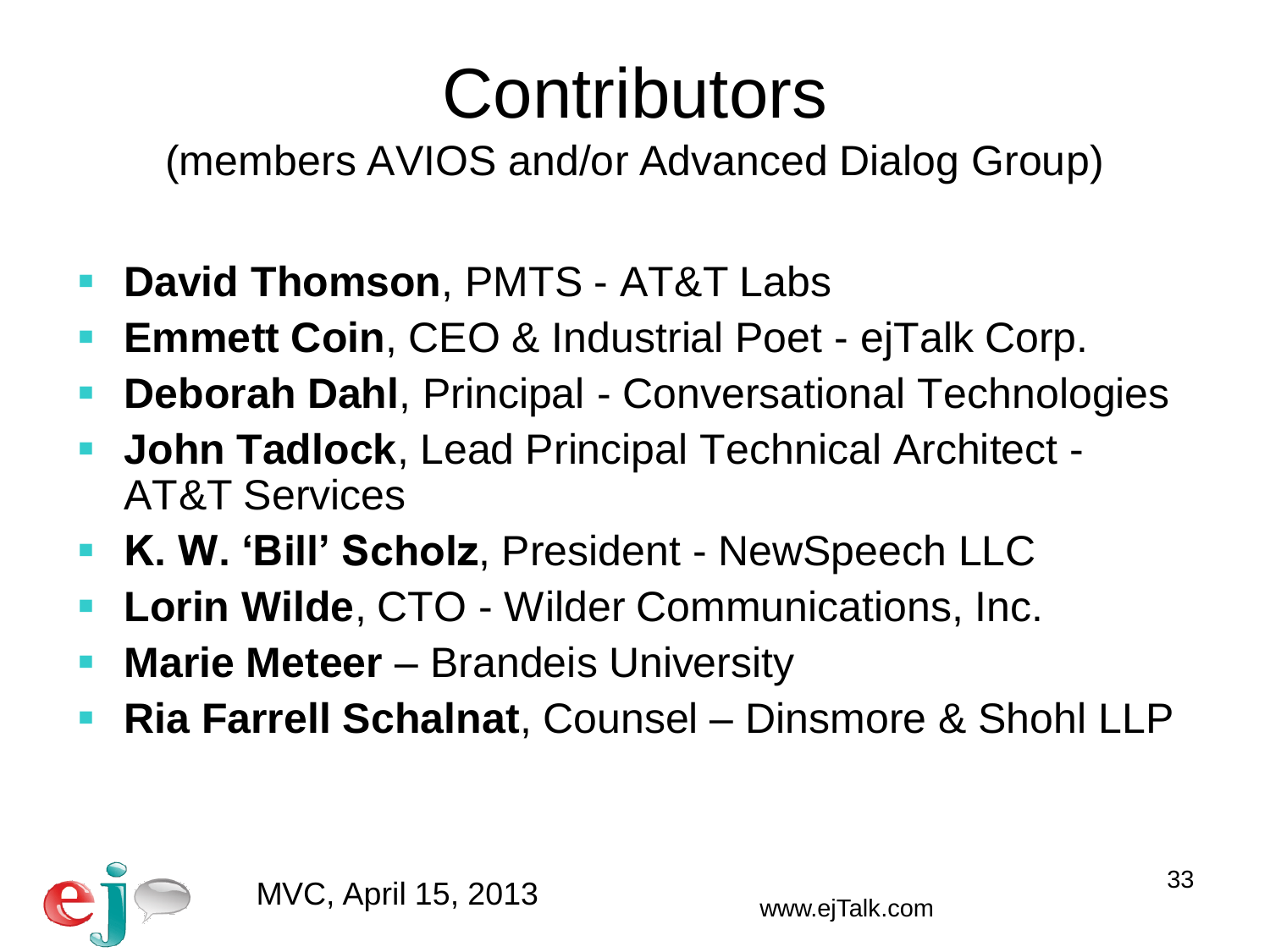# Contributors

(members AVIOS and/or Advanced Dialog Group)

- **David Thomson**, PMTS - AT&T Labs
- **Emmett Coin**, CEO & Industrial Poet - ejTalk Corp.
- **Deborah Dahl**, Principal - Conversational Technologies
- **John Tadlock**, Lead Principal Technical Architect - AT&T Services
- **K. W. 'Bill' Scholz**, President - NewSpeech LLC
- **Lorin Wilde**, CTO - Wilder Communications, Inc.
- **Marie Meteer** – Brandeis University
- **Ria Farrell Schalnat**, Counsel – Dinsmore & Shohl LLP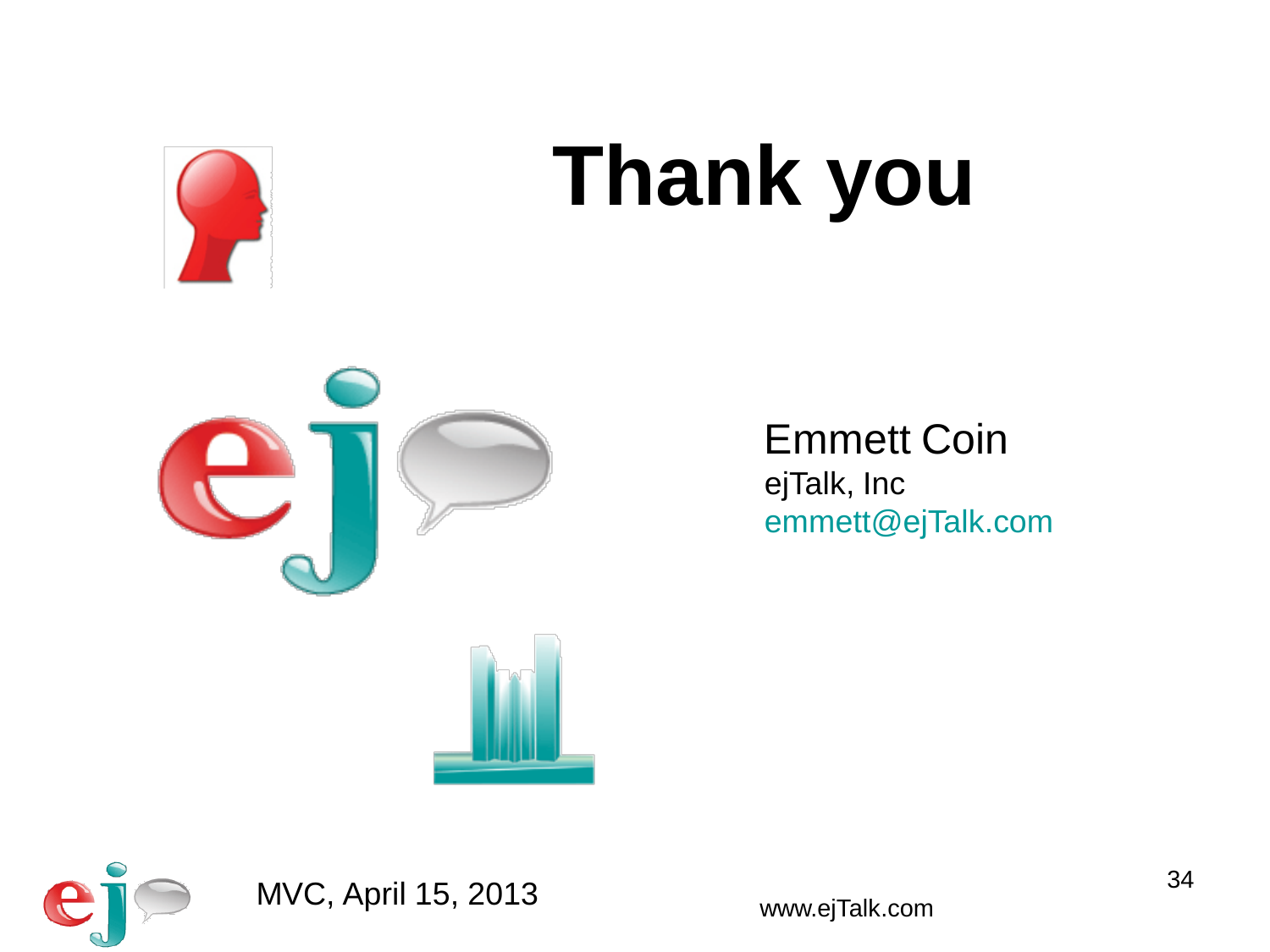# Thank you

Emmett Coin
ejTalk, Inc
emmett@ejTalk.com